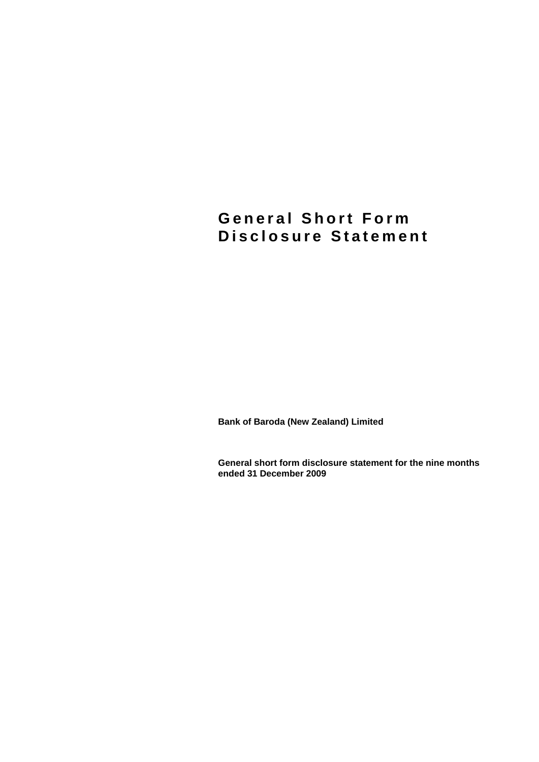# General Short Form Disclosure Statement

**Bank of Baroda (New Zealand) Limited**

**General short form disclosure statement for the nine months ended 31 December 2009**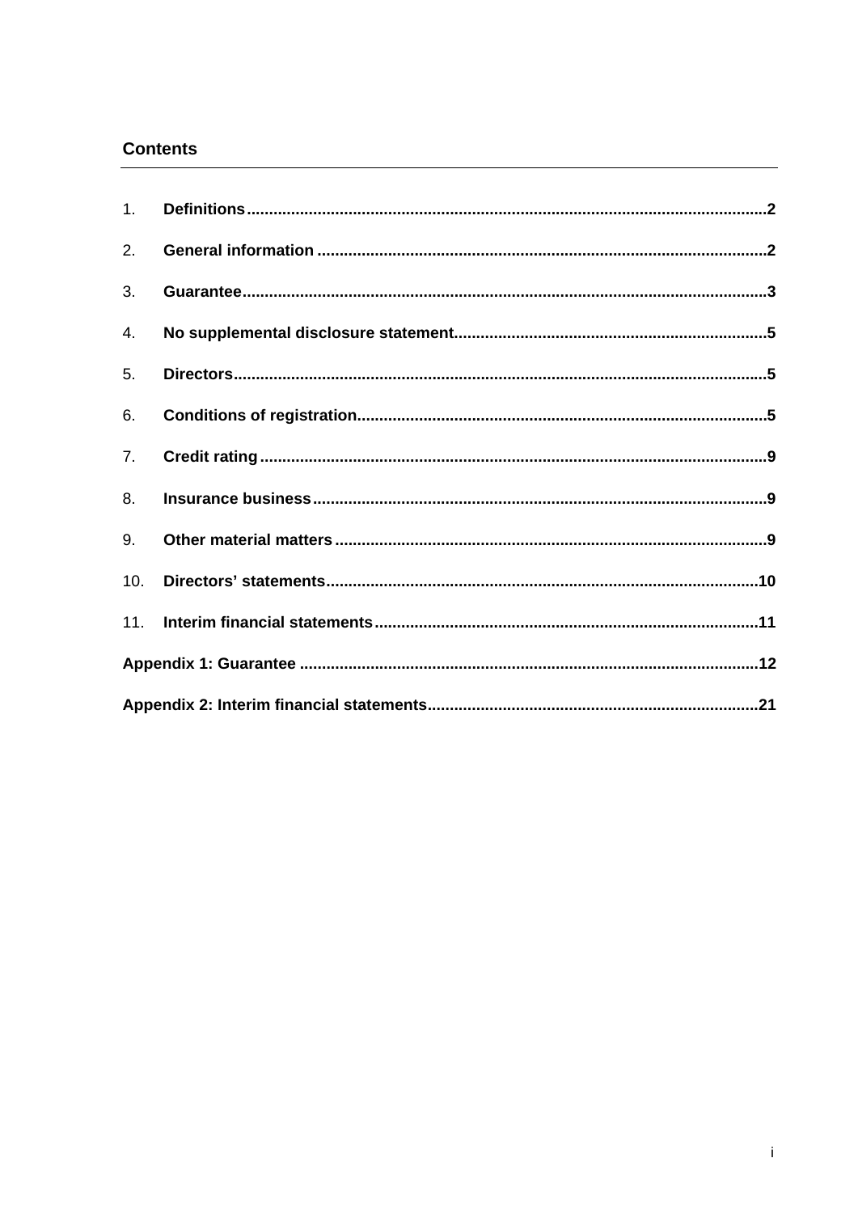## Contents

| | | |
|---|---|---|
| 1. | **Definitions** | **2** |
| 2. | **General information** | **2** |
| 3. | **Guarantee** | **3** |
| 4. | **No supplemental disclosure statement** | **5** |
| 5. | **Directors** | **5** |
| 6. | **Conditions of registration** | **5** |
| 7. | **Credit rating** | **9** |
| 8. | **Insurance business** | **9** |
| 9. | **Other material matters** | **9** |
| 10. | **Directors' statements** | **10** |
| 11. | **Interim financial statements** | **11** |
| **Appendix 1: Guarantee** | | **12** |
| **Appendix 2: Interim financial statements** | | **21** |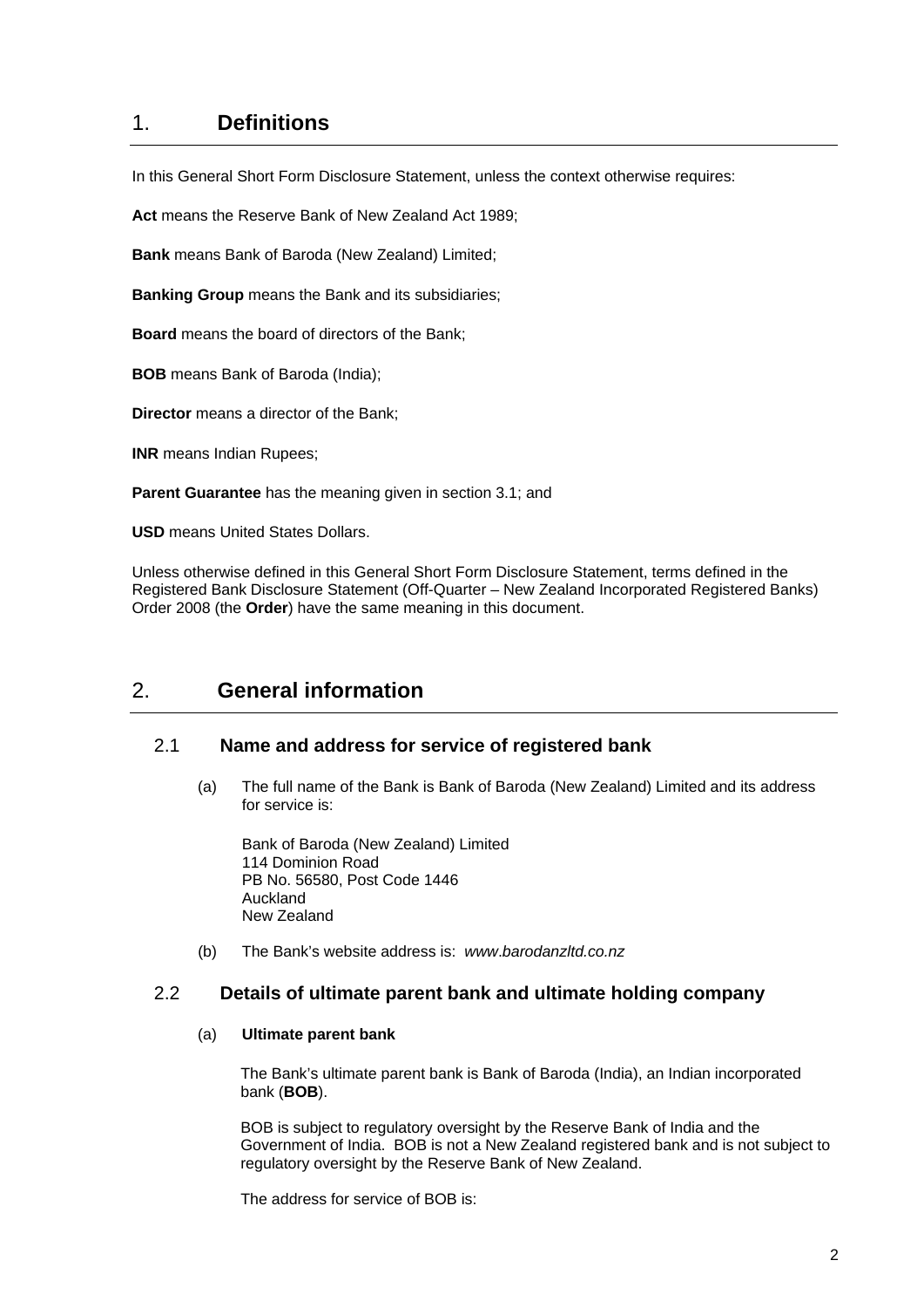# 1. Definitions

In this General Short Form Disclosure Statement, unless the context otherwise requires:

**Act** means the Reserve Bank of New Zealand Act 1989;

**Bank** means Bank of Baroda (New Zealand) Limited;

**Banking Group** means the Bank and its subsidiaries;

**Board** means the board of directors of the Bank;

**BOB** means Bank of Baroda (India);

**Director** means a director of the Bank;

**INR** means Indian Rupees;

**Parent Guarantee** has the meaning given in section 3.1; and

**USD** means United States Dollars.

Unless otherwise defined in this General Short Form Disclosure Statement, terms defined in the Registered Bank Disclosure Statement (Off-Quarter – New Zealand Incorporated Registered Banks) Order 2008 (the **Order**) have the same meaning in this document.

# 2. General information

## 2.1 Name and address for service of registered bank

(a) The full name of the Bank is Bank of Baroda (New Zealand) Limited and its address for service is:

Bank of Baroda (New Zealand) Limited
114 Dominion Road
PB No. 56580, Post Code 1446
Auckland
New Zealand

(b) The Bank's website address is: *www.barodanzltd.co.nz*

## 2.2 Details of ultimate parent bank and ultimate holding company

(a) **Ultimate parent bank**

The Bank's ultimate parent bank is Bank of Baroda (India), an Indian incorporated bank (**BOB**).

BOB is subject to regulatory oversight by the Reserve Bank of India and the Government of India. BOB is not a New Zealand registered bank and is not subject to regulatory oversight by the Reserve Bank of New Zealand.

The address for service of BOB is: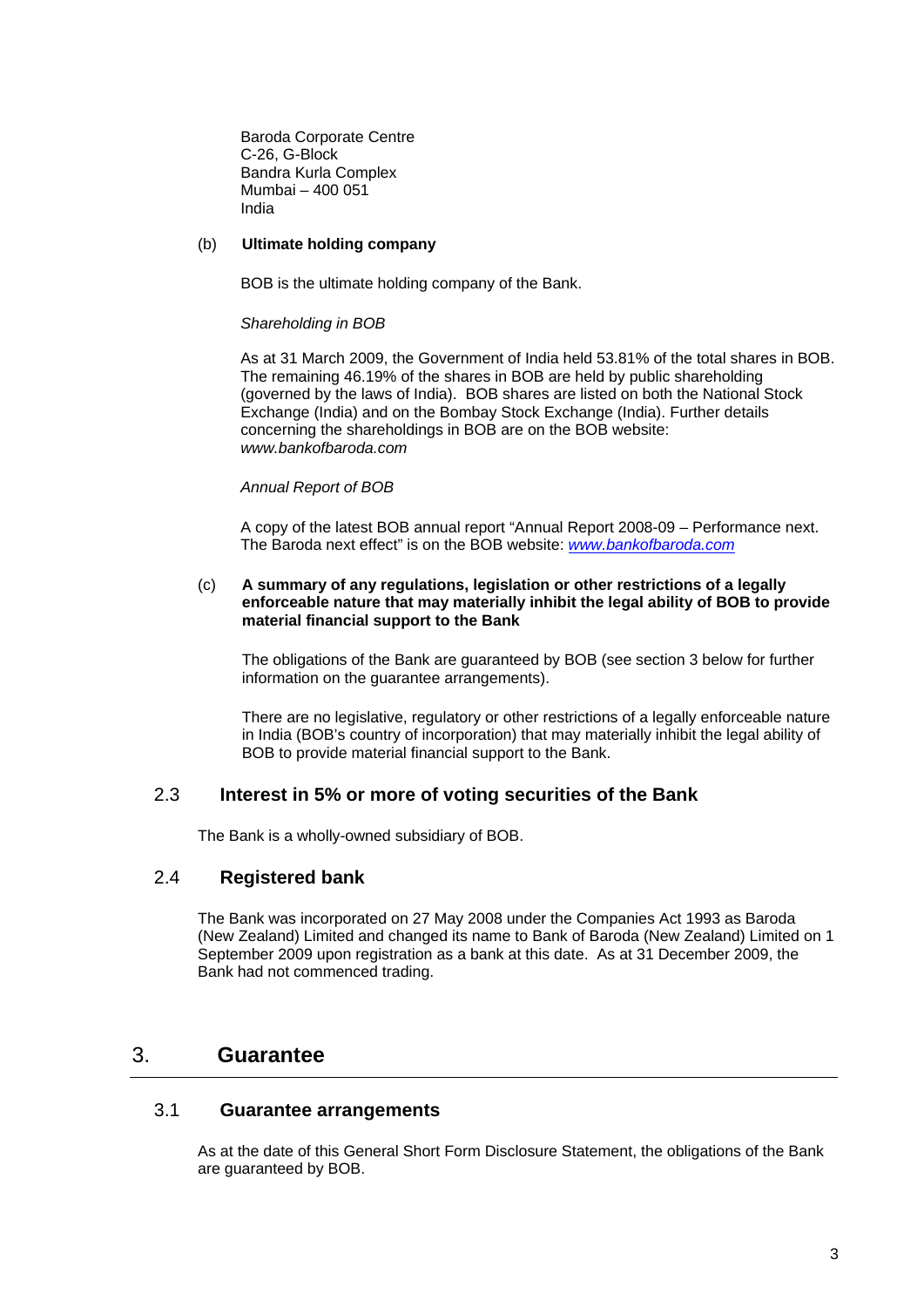Baroda Corporate Centre
C-26, G-Block
Bandra Kurla Complex
Mumbai – 400 051
India

(b) **Ultimate holding company**

BOB is the ultimate holding company of the Bank.

*Shareholding in BOB*

As at 31 March 2009, the Government of India held 53.81% of the total shares in BOB. The remaining 46.19% of the shares in BOB are held by public shareholding (governed by the laws of India). BOB shares are listed on both the National Stock Exchange (India) and on the Bombay Stock Exchange (India). Further details concerning the shareholdings in BOB are on the BOB website: *www.bankofbaroda.com*

*Annual Report of BOB*

A copy of the latest BOB annual report "Annual Report 2008-09 – Performance next. The Baroda next effect" is on the BOB website: *www.bankofbaroda.com*

(c) **A summary of any regulations, legislation or other restrictions of a legally enforceable nature that may materially inhibit the legal ability of BOB to provide material financial support to the Bank**

The obligations of the Bank are guaranteed by BOB (see section 3 below for further information on the guarantee arrangements).

There are no legislative, regulatory or other restrictions of a legally enforceable nature in India (BOB's country of incorporation) that may materially inhibit the legal ability of BOB to provide material financial support to the Bank.

### 2.3 Interest in 5% or more of voting securities of the Bank

The Bank is a wholly-owned subsidiary of BOB.

### 2.4 Registered bank

The Bank was incorporated on 27 May 2008 under the Companies Act 1993 as Baroda (New Zealand) Limited and changed its name to Bank of Baroda (New Zealand) Limited on 1 September 2009 upon registration as a bank at this date. As at 31 December 2009, the Bank had not commenced trading.

## 3. Guarantee

### 3.1 Guarantee arrangements

As at the date of this General Short Form Disclosure Statement, the obligations of the Bank are guaranteed by BOB.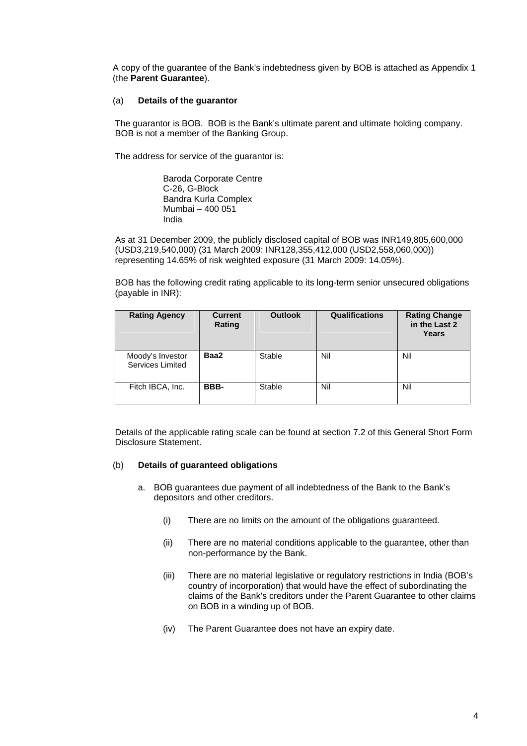A copy of the guarantee of the Bank's indebtedness given by BOB is attached as Appendix 1 (the **Parent Guarantee**).

(a) **Details of the guarantor**

The guarantor is BOB. BOB is the Bank's ultimate parent and ultimate holding company. BOB is not a member of the Banking Group.

The address for service of the guarantor is:

Baroda Corporate Centre
C-26, G-Block
Bandra Kurla Complex
Mumbai – 400 051
India

As at 31 December 2009, the publicly disclosed capital of BOB was INR149,805,600,000 (USD3,219,540,000) (31 March 2009: INR128,355,412,000 (USD2,558,060,000)) representing 14.65% of risk weighted exposure (31 March 2009: 14.05%).

BOB has the following credit rating applicable to its long-term senior unsecured obligations (payable in INR):

| Rating Agency | Current Rating | Outlook | Qualifications | Rating Change in the Last 2 Years |
|---|---|---|---|---|
| Moody's Investor Services Limited | **Baa2** | Stable | Nil | Nil |
| Fitch IBCA, Inc. | **BBB-** | Stable | Nil | Nil |

Details of the applicable rating scale can be found at section 7.2 of this General Short Form Disclosure Statement.

(b) **Details of guaranteed obligations**

a. BOB guarantees due payment of all indebtedness of the Bank to the Bank's depositors and other creditors.

   (i) There are no limits on the amount of the obligations guaranteed.

   (ii) There are no material conditions applicable to the guarantee, other than non-performance by the Bank.

   (iii) There are no material legislative or regulatory restrictions in India (BOB's country of incorporation) that would have the effect of subordinating the claims of the Bank's creditors under the Parent Guarantee to other claims on BOB in a winding up of BOB.

   (iv) The Parent Guarantee does not have an expiry date.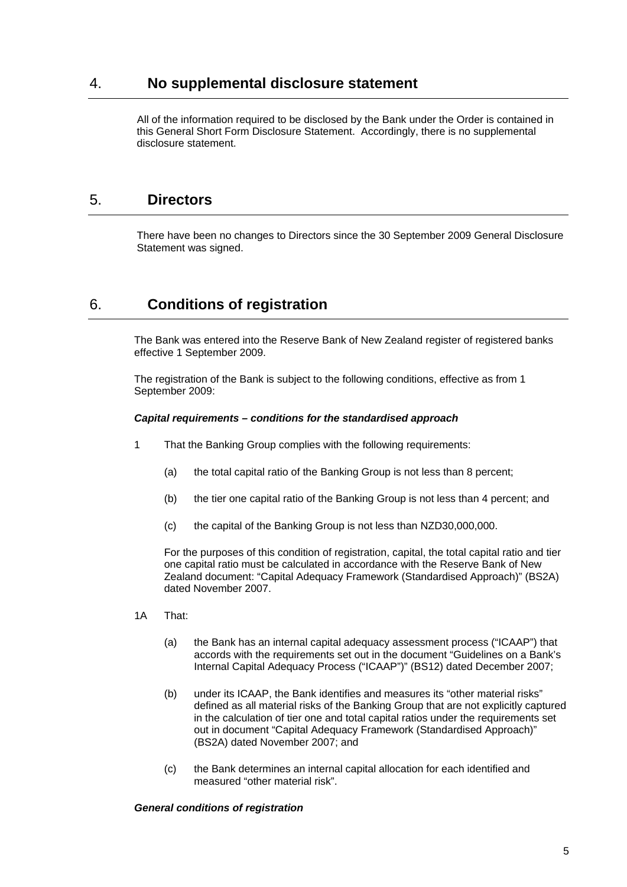## 4. No supplemental disclosure statement

All of the information required to be disclosed by the Bank under the Order is contained in this General Short Form Disclosure Statement. Accordingly, there is no supplemental disclosure statement.

## 5. Directors

There have been no changes to Directors since the 30 September 2009 General Disclosure Statement was signed.

## 6. Conditions of registration

The Bank was entered into the Reserve Bank of New Zealand register of registered banks effective 1 September 2009.

The registration of the Bank is subject to the following conditions, effective as from 1 September 2009:

***Capital requirements – conditions for the standardised approach***

1 That the Banking Group complies with the following requirements:

  (a) the total capital ratio of the Banking Group is not less than 8 percent;

  (b) the tier one capital ratio of the Banking Group is not less than 4 percent; and

  (c) the capital of the Banking Group is not less than NZD30,000,000.

  For the purposes of this condition of registration, capital, the total capital ratio and tier one capital ratio must be calculated in accordance with the Reserve Bank of New Zealand document: "Capital Adequacy Framework (Standardised Approach)" (BS2A) dated November 2007.

1A That:

  (a) the Bank has an internal capital adequacy assessment process ("ICAAP") that accords with the requirements set out in the document "Guidelines on a Bank's Internal Capital Adequacy Process ("ICAAP")" (BS12) dated December 2007;

  (b) under its ICAAP, the Bank identifies and measures its "other material risks" defined as all material risks of the Banking Group that are not explicitly captured in the calculation of tier one and total capital ratios under the requirements set out in document "Capital Adequacy Framework (Standardised Approach)" (BS2A) dated November 2007; and

  (c) the Bank determines an internal capital allocation for each identified and measured "other material risk".

***General conditions of registration***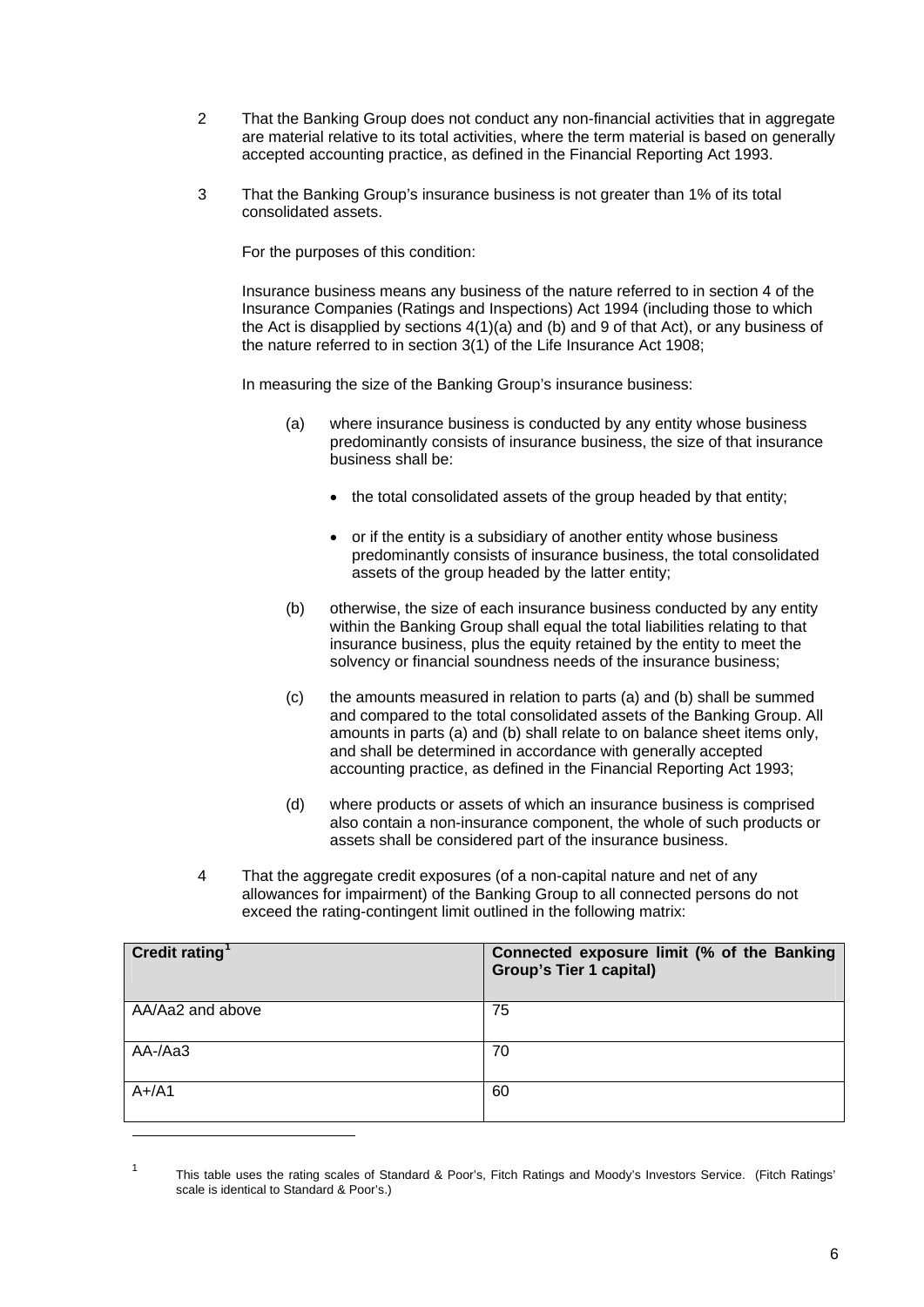2 That the Banking Group does not conduct any non-financial activities that in aggregate are material relative to its total activities, where the term material is based on generally accepted accounting practice, as defined in the Financial Reporting Act 1993.

3 That the Banking Group's insurance business is not greater than 1% of its total consolidated assets.

For the purposes of this condition:

Insurance business means any business of the nature referred to in section 4 of the Insurance Companies (Ratings and Inspections) Act 1994 (including those to which the Act is disapplied by sections 4(1)(a) and (b) and 9 of that Act), or any business of the nature referred to in section 3(1) of the Life Insurance Act 1908;

In measuring the size of the Banking Group's insurance business:

(a) where insurance business is conducted by any entity whose business predominantly consists of insurance business, the size of that insurance business shall be:

- the total consolidated assets of the group headed by that entity;
- or if the entity is a subsidiary of another entity whose business predominantly consists of insurance business, the total consolidated assets of the group headed by the latter entity;

(b) otherwise, the size of each insurance business conducted by any entity within the Banking Group shall equal the total liabilities relating to that insurance business, plus the equity retained by the entity to meet the solvency or financial soundness needs of the insurance business;

(c) the amounts measured in relation to parts (a) and (b) shall be summed and compared to the total consolidated assets of the Banking Group. All amounts in parts (a) and (b) shall relate to on balance sheet items only, and shall be determined in accordance with generally accepted accounting practice, as defined in the Financial Reporting Act 1993;

(d) where products or assets of which an insurance business is comprised also contain a non-insurance component, the whole of such products or assets shall be considered part of the insurance business.

4 That the aggregate credit exposures (of a non-capital nature and net of any allowances for impairment) of the Banking Group to all connected persons do not exceed the rating-contingent limit outlined in the following matrix:

| **Credit rating**[1] | **Connected exposure limit (% of the Banking Group's Tier 1 capital)** |
| --- | --- |
| AA/Aa2 and above | 75 |
| AA-/Aa3 | 70 |
| A+/A1 | 60 |

[1] This table uses the rating scales of Standard & Poor's, Fitch Ratings and Moody's Investors Service. (Fitch Ratings' scale is identical to Standard & Poor's.)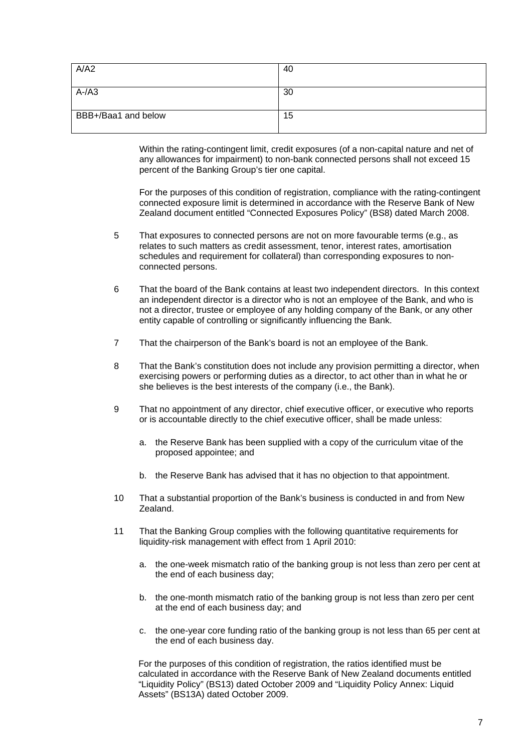| A/A2 | 40 |
|---|---|
| A-/A3 | 30 |
| BBB+/Baa1 and below | 15 |

Within the rating-contingent limit, credit exposures (of a non-capital nature and net of any allowances for impairment) to non-bank connected persons shall not exceed 15 percent of the Banking Group's tier one capital.

For the purposes of this condition of registration, compliance with the rating-contingent connected exposure limit is determined in accordance with the Reserve Bank of New Zealand document entitled "Connected Exposures Policy" (BS8) dated March 2008.

5 That exposures to connected persons are not on more favourable terms (e.g., as relates to such matters as credit assessment, tenor, interest rates, amortisation schedules and requirement for collateral) than corresponding exposures to non-connected persons.

6 That the board of the Bank contains at least two independent directors. In this context an independent director is a director who is not an employee of the Bank, and who is not a director, trustee or employee of any holding company of the Bank, or any other entity capable of controlling or significantly influencing the Bank.

7 That the chairperson of the Bank's board is not an employee of the Bank.

8 That the Bank's constitution does not include any provision permitting a director, when exercising powers or performing duties as a director, to act other than in what he or she believes is the best interests of the company (i.e., the Bank).

9 That no appointment of any director, chief executive officer, or executive who reports or is accountable directly to the chief executive officer, shall be made unless:

   a. the Reserve Bank has been supplied with a copy of the curriculum vitae of the proposed appointee; and

   b. the Reserve Bank has advised that it has no objection to that appointment.

10 That a substantial proportion of the Bank's business is conducted in and from New Zealand.

11 That the Banking Group complies with the following quantitative requirements for liquidity-risk management with effect from 1 April 2010:

   a. the one-week mismatch ratio of the banking group is not less than zero per cent at the end of each business day;

   b. the one-month mismatch ratio of the banking group is not less than zero per cent at the end of each business day; and

   c. the one-year core funding ratio of the banking group is not less than 65 per cent at the end of each business day.

For the purposes of this condition of registration, the ratios identified must be calculated in accordance with the Reserve Bank of New Zealand documents entitled "Liquidity Policy" (BS13) dated October 2009 and "Liquidity Policy Annex: Liquid Assets" (BS13A) dated October 2009.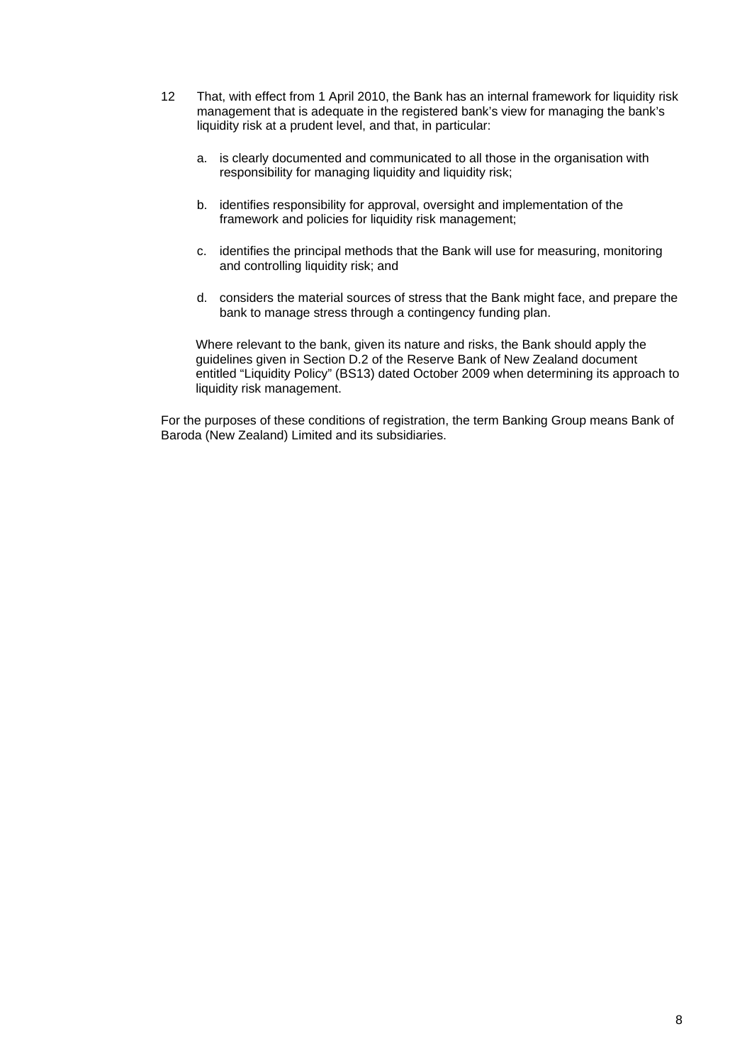12 That, with effect from 1 April 2010, the Bank has an internal framework for liquidity risk management that is adequate in the registered bank's view for managing the bank's liquidity risk at a prudent level, and that, in particular:

   a. is clearly documented and communicated to all those in the organisation with responsibility for managing liquidity and liquidity risk;

   b. identifies responsibility for approval, oversight and implementation of the framework and policies for liquidity risk management;

   c. identifies the principal methods that the Bank will use for measuring, monitoring and controlling liquidity risk; and

   d. considers the material sources of stress that the Bank might face, and prepare the bank to manage stress through a contingency funding plan.

   Where relevant to the bank, given its nature and risks, the Bank should apply the guidelines given in Section D.2 of the Reserve Bank of New Zealand document entitled "Liquidity Policy" (BS13) dated October 2009 when determining its approach to liquidity risk management.

For the purposes of these conditions of registration, the term Banking Group means Bank of Baroda (New Zealand) Limited and its subsidiaries.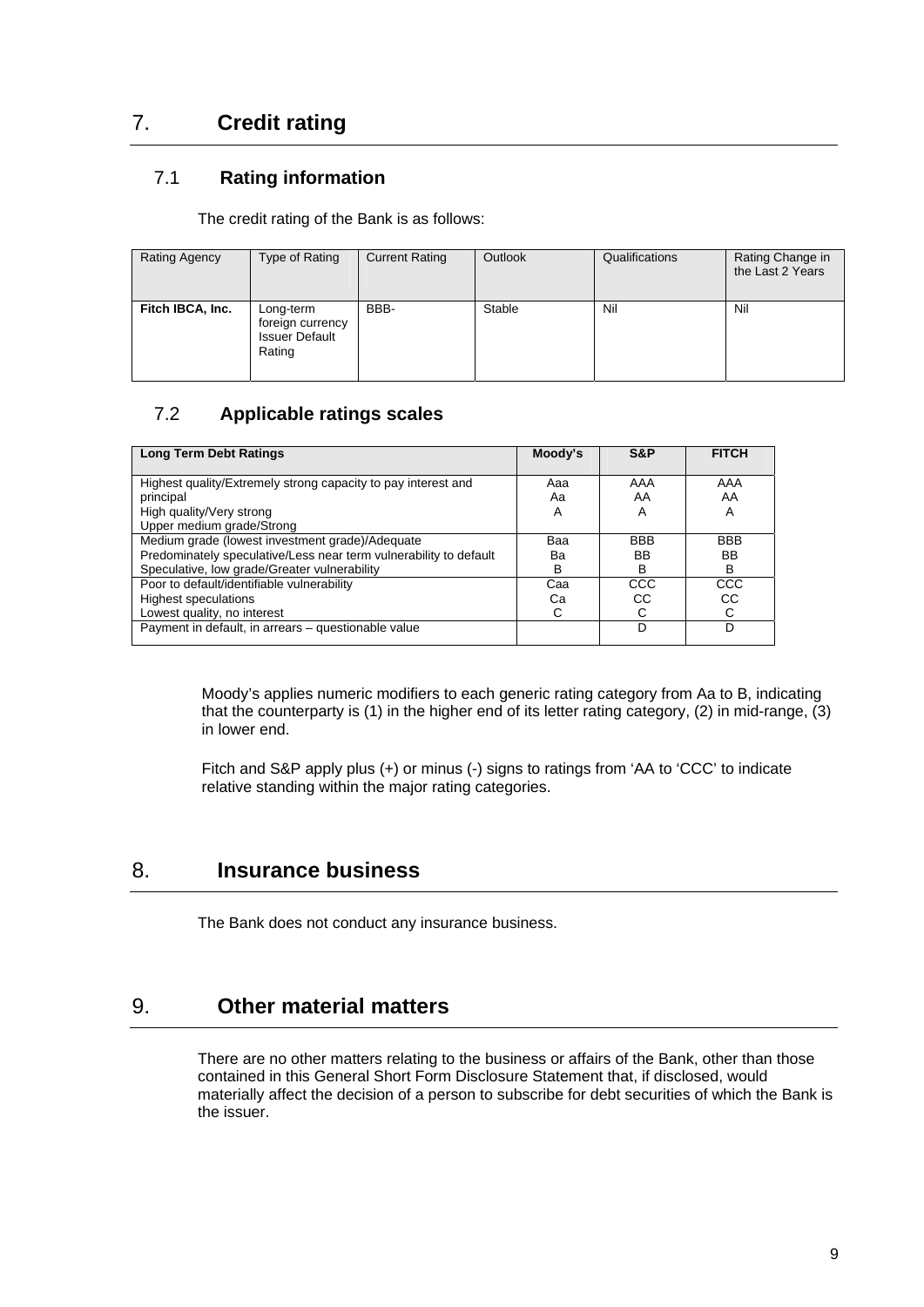## 7. Credit rating

### 7.1 Rating information

The credit rating of the Bank is as follows:

| Rating Agency | Type of Rating | Current Rating | Outlook | Qualifications | Rating Change in the Last 2 Years |
|---|---|---|---|---|---|
| **Fitch IBCA, Inc.** | Long-term foreign currency Issuer Default Rating | BBB- | Stable | Nil | Nil |

### 7.2 Applicable ratings scales

| Long Term Debt Ratings | Moody's | S&P | FITCH |
|---|---|---|---|
| Highest quality/Extremely strong capacity to pay interest and principal | Aaa | AAA | AAA |
| High quality/Very strong | Aa | AA | AA |
| Upper medium grade/Strong | A | A | A |
| Medium grade (lowest investment grade)/Adequate | Baa | BBB | BBB |
| Predominately speculative/Less near term vulnerability to default | Ba | BB | BB |
| Speculative, low grade/Greater vulnerability | B | B | B |
| Poor to default/identifiable vulnerability | Caa | CCC | CCC |
| Highest speculations | Ca | CC | CC |
| Lowest quality, no interest | C | C | C |
| Payment in default, in arrears – questionable value | | D | D |

Moody's applies numeric modifiers to each generic rating category from Aa to B, indicating that the counterparty is (1) in the higher end of its letter rating category, (2) in mid-range, (3) in lower end.

Fitch and S&P apply plus (+) or minus (-) signs to ratings from 'AA to 'CCC' to indicate relative standing within the major rating categories.

## 8. Insurance business

The Bank does not conduct any insurance business.

## 9. Other material matters

There are no other matters relating to the business or affairs of the Bank, other than those contained in this General Short Form Disclosure Statement that, if disclosed, would materially affect the decision of a person to subscribe for debt securities of which the Bank is the issuer.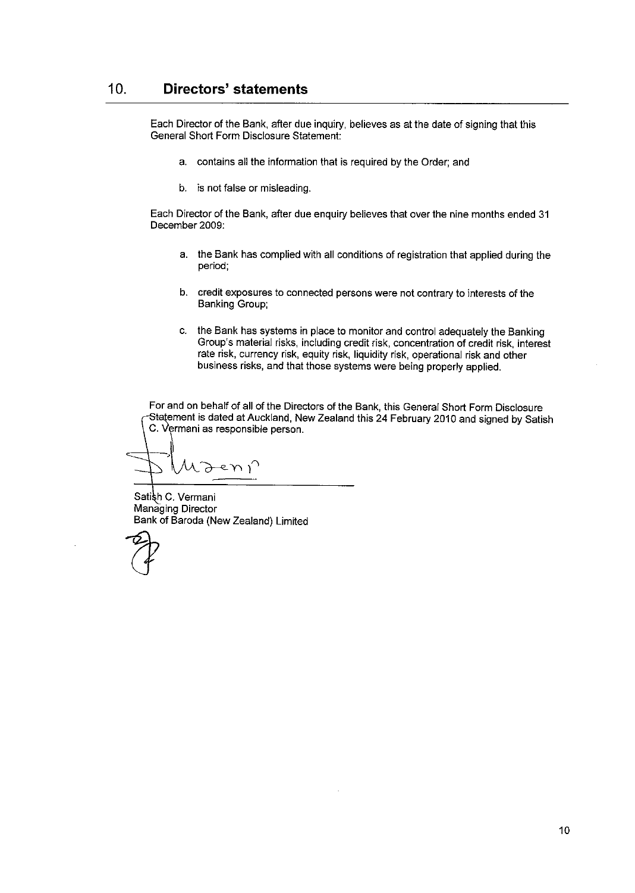## 10. Directors' statements

Each Director of the Bank, after due inquiry, believes as at the date of signing that this General Short Form Disclosure Statement:

a. contains all the information that is required by the Order; and

b. is not false or misleading.

Each Director of the Bank, after due enquiry believes that over the nine months ended 31 December 2009:

a. the Bank has complied with all conditions of registration that applied during the period;

b. credit exposures to connected persons were not contrary to interests of the Banking Group;

c. the Bank has systems in place to monitor and control adequately the Banking Group's material risks, including credit risk, concentration of credit risk, interest rate risk, currency risk, equity risk, liquidity risk, operational risk and other business risks, and that those systems were being properly applied.

For and on behalf of all of the Directors of the Bank, this General Short Form Disclosure Statement is dated at Auckland, New Zealand this 24 February 2010 and signed by Satish C. Vermani as responsible person.

Satish C. Vermani
Managing Director
Bank of Baroda (New Zealand) Limited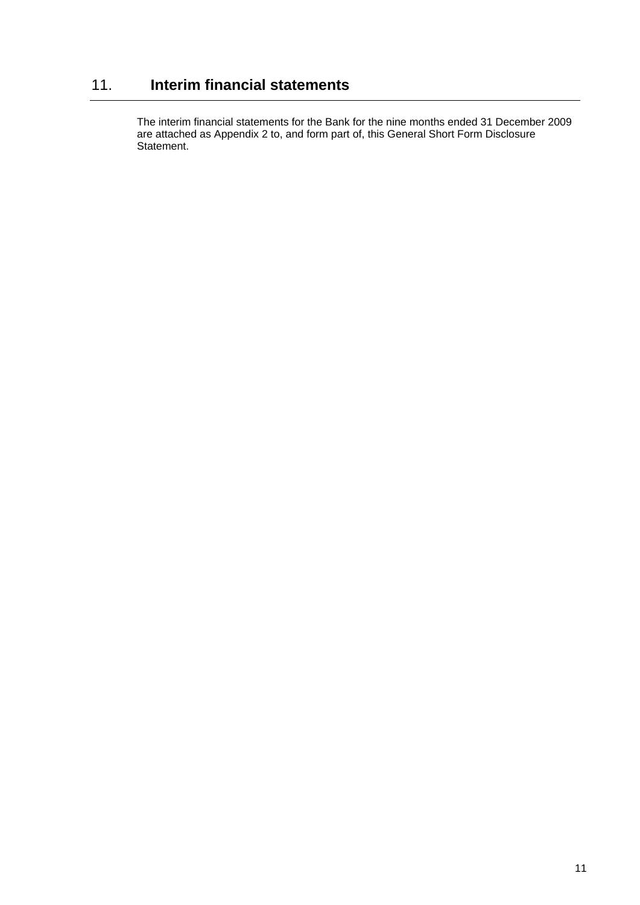## 11. Interim financial statements

The interim financial statements for the Bank for the nine months ended 31 December 2009 are attached as Appendix 2 to, and form part of, this General Short Form Disclosure Statement.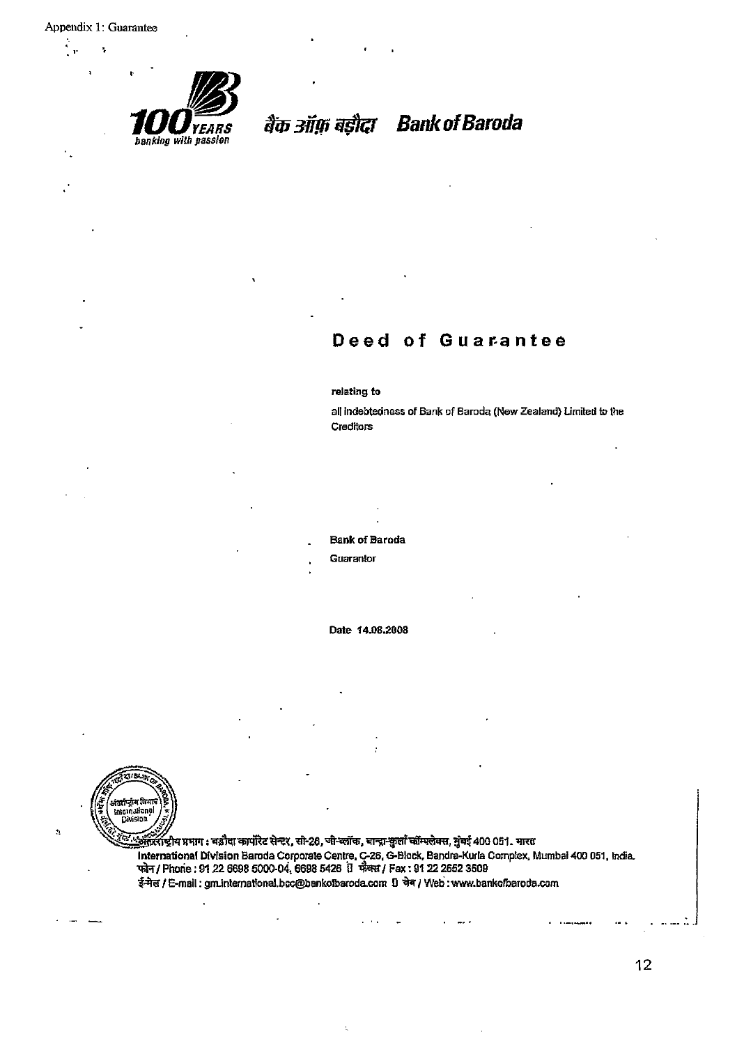Appendix 1: Guarantee

100 YEARS banking with passion

बैंक ऑफ़ बड़ौदा Bank of Baroda

# Deed of Guarantee

relating to

all indebtedness of Bank of Baroda (New Zealand) Limited to the Creditors

**Bank of Baroda**

Guarantor

Date 14.08.2008

अंतर्राष्ट्रीय प्रभाग : बड़ौदा कार्पोरेट सेन्टर, सी-26, जी-ब्लॉक, बान्द्रा-कुर्ला कॉम्पलेक्स, मुंबई 400 051. भारत

International Division Baroda Corporate Centre, C-26, G-Block, Bandra-Kurla Complex, Mumbai 400 051, India.

फोन / Phone : 91 22 6698 5000-04, 6698 5426 फैक्स / Fax : 91 22 2652 3509

ई-मेल / E-mail : gm.international.bcc@bankofbaroda.com वेब / Web : www.bankofbaroda.com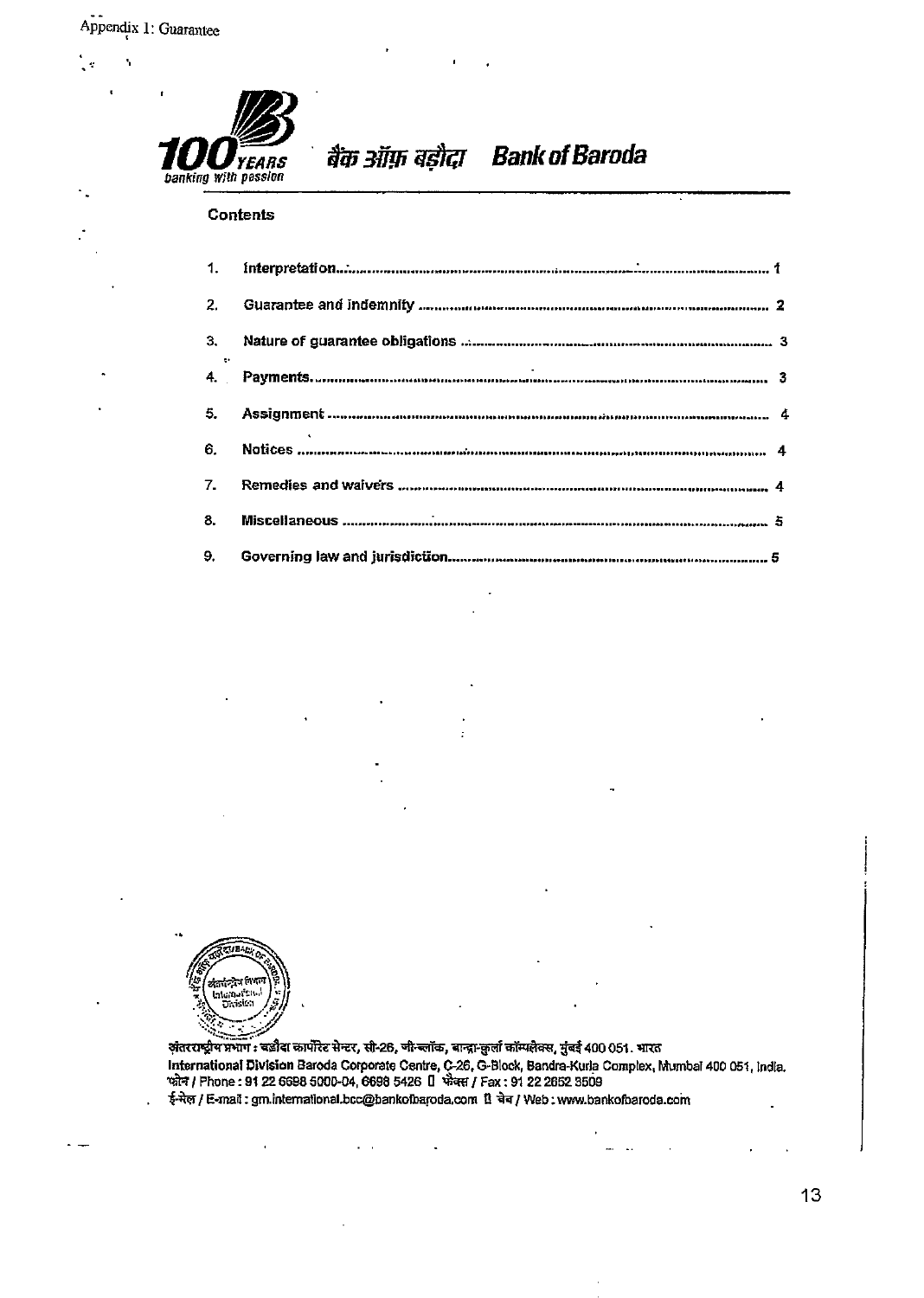Appendix 1: Guarantee

बैंक ऑफ़ बड़ौदा Bank of Baroda

100 YEARS banking with passion

## Contents

1. Interpretation .................................................. 1
2. Guarantee and indemnity .................................................. 2
3. Nature of guarantee obligations .................................................. 3
4. Payments .................................................. 3
5. Assignment .................................................. 4
6. Notices .................................................. 4
7. Remedies and waivers .................................................. 4
8. Miscellaneous .................................................. 5
9. Governing law and jurisdiction .................................................. 5

अंतरराष्ट्रीय प्रभाग : बड़ौदा कार्पोरेट सेन्टर, सी-26, जी-ब्लॉक, बान्द्रा-कुर्ला कॉम्प्लेक्स, मुंबई 400 051. भारत
International Division Baroda Corporate Centre, C-26, G-Block, Bandra-Kurla Complex, Mumbai 400 051, India.
फोन / Phone : 91 22 6698 5000-04, 6698 5426 फैक्स / Fax : 91 22 2652 3509
ई-मेल / E-mail : gm.international.bcc@bankofbaroda.com वेब / Web : www.bankofbaroda.com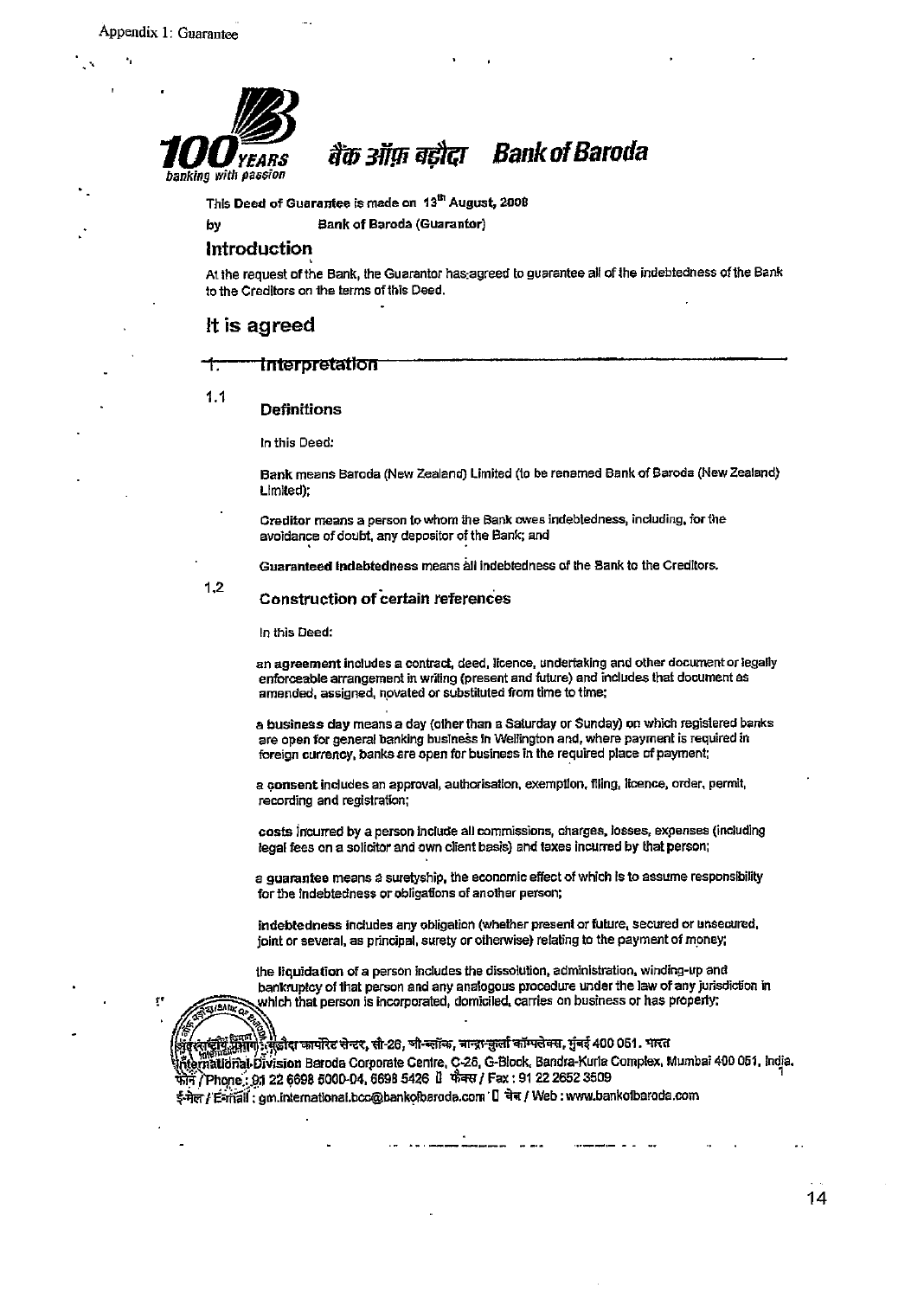Appendix 1: Guarantee

**100 YEARS** banking with passion

बैंक ऑफ़ बड़ौदा **Bank of Baroda**

This **Deed of Guarantee** is made on **13th August, 2008**

by Bank of Baroda (Guarantor)

## Introduction

At the request of the Bank, the Guarantor has agreed to guarantee all of the indebtedness of the Bank to the Creditors on the terms of this Deed.

# It is agreed

## 1. Interpretation

### 1.1 Definitions

In this Deed:

**Bank** means Baroda (New Zealand) Limited (to be renamed Bank of Baroda (New Zealand) Limited);

**Creditor** means a person to whom the Bank owes indebtedness, including, for the avoidance of doubt, any depositor of the Bank; and

**Guaranteed Indebtedness** means all indebtedness of the Bank to the Creditors.

### 1.2 Construction of certain references

In this Deed:

an **agreement** includes a contract, deed, licence, undertaking and other document or legally enforceable arrangement in writing (present and future) and includes that document as amended, assigned, novated or substituted from time to time;

a **business day** means a day (other than a Saturday or Sunday) on which registered banks are open for general banking business in Wellington and, where payment is required in foreign currency, banks are open for business in the required place of payment;

a **consent** includes an approval, authorisation, exemption, filing, licence, order, permit, recording and registration;

**costs** incurred by a person include all commissions, charges, losses, expenses (including legal fees on a solicitor and own client basis) and taxes incurred by that person;

a **guarantee** means a suretyship, the economic effect of which is to assume responsibility for the indebtedness or obligations of another person;

**indebtedness** includes any obligation (whether present or future, secured or unsecured, joint or several, as principal, surety or otherwise) relating to the payment of money;

the **liquidation** of a person includes the dissolution, administration, winding-up and bankruptcy of that person and any analogous procedure under the law of any jurisdiction in which that person is incorporated, domiciled, carries on business or has property;

अंतर्राष्ट्रीय प्रभाग : बड़ौदा कार्पोरेट सेन्टर, सी-26, जी-ब्लॉक, बान्द्रा-कुर्ला कॉम्पलेक्स, मुंबई 400 051. भारत
International Division Baroda Corporate Centre, C-26, G-Block, Bandra-Kurla Complex, Mumbai 400 051, India.
फोन / Phone : 91 22 6698 5000-04, 6698 5426 फैक्स / Fax : 91 22 2652 3509
ई-मेल / E-mail : gm.international.bcc@bankofbaroda.com वेब / Web : www.bankofbaroda.com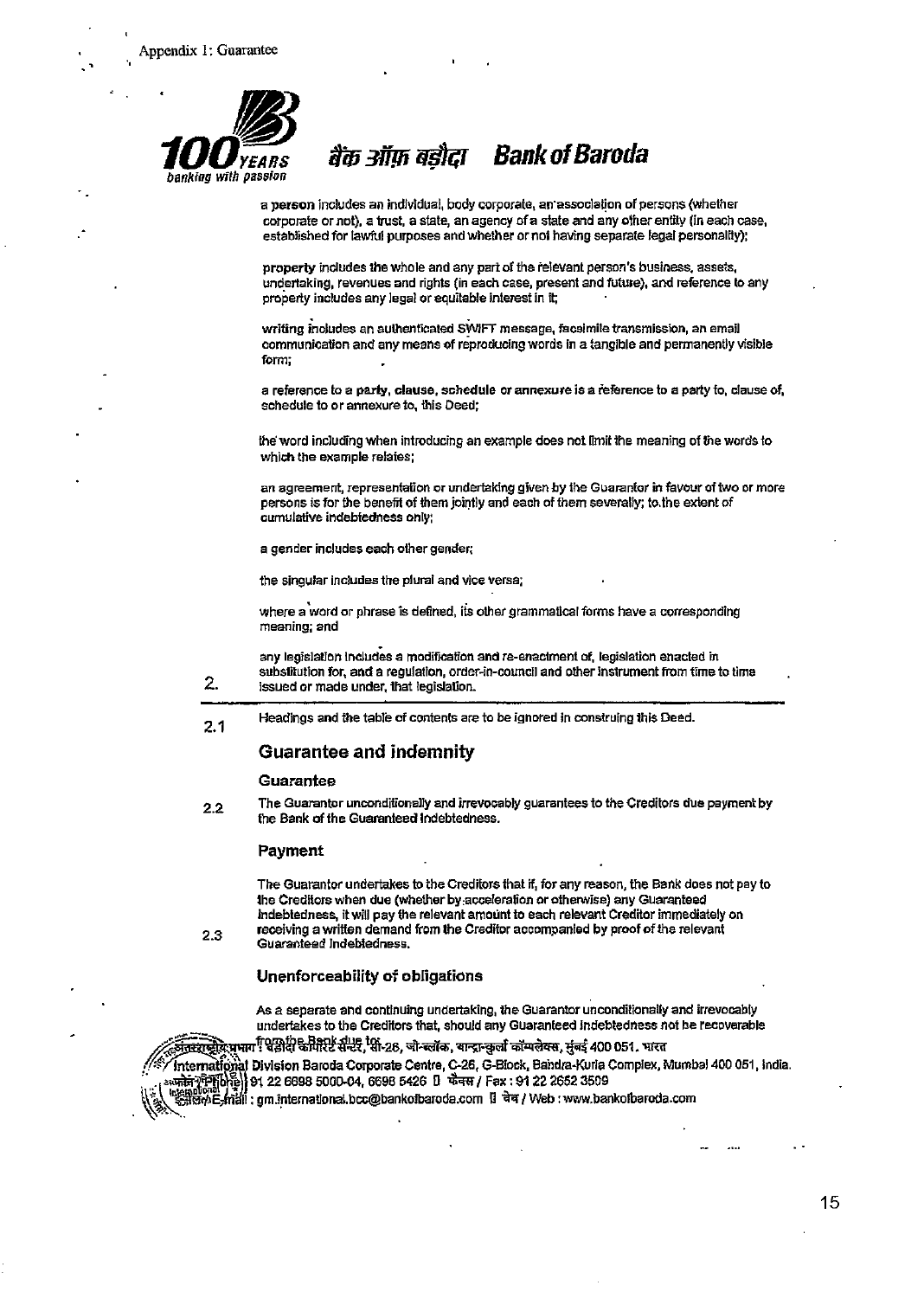Appendix 1: Guarantee

**बैंक ऑफ़ बड़ौदा Bank of Baroda**

a **person** includes an individual, body corporate, an association of persons (whether corporate or not), a trust, a state, an agency of a state and any other entity (in each case, established for lawful purposes and whether or not having separate legal personality);

**property** includes the whole and any part of the relevant person's business, assets, undertaking, revenues and rights (in each case, present and future), and reference to any property includes any legal or equitable interest in it;

**writing** includes an authenticated SWIFT message, facsimile transmission, an email communication and any means of reproducing words in a tangible and permanently visible form;

a reference to a **party, clause, schedule** or **annexure** is a reference to a party to, clause of, schedule to or annexure to, this Deed;

the word including when introducing an example does not limit the meaning of the words to which the example relates;

an agreement, representation or undertaking given by the Guarantor in favour of two or more persons is for the benefit of them jointly and each of them severally; to the extent of cumulative indebtedness only;

a gender includes each other gender;

the singular includes the plural and vice versa;

where a word or phrase is defined, its other grammatical forms have a corresponding meaning; and

any legislation includes a modification and re-enactment of, legislation enacted in substitution for, and a regulation, order-in-council and other instrument from time to time issued or made under, that legislation.

2.1 Headings and the table of contents are to be ignored in construing this Deed.

## 2. Guarantee and indemnity

### Guarantee

2.2 The Guarantor unconditionally and irrevocably guarantees to the Creditors due payment by the Bank of the Guaranteed Indebtedness.

### Payment

2.3 The Guarantor undertakes to the Creditors that if, for any reason, the Bank does not pay to the Creditors when due (whether by acceleration or otherwise) any Guaranteed Indebtedness, it will pay the relevant amount to each relevant Creditor immediately on receiving a written demand from the Creditor accompanied by proof of the relevant Guaranteed Indebtedness.

### Unenforceability of obligations

As a separate and continuing undertaking, the Guarantor unconditionally and irrevocably undertakes to the Creditors that, should any Guaranteed Indebtedness not be recoverable from the Bank due to:

अंतरराष्ट्रीय प्रभाग : बड़ौदा कॉर्पोरेट सेन्टर, सी-26, जी-ब्लॉक, बान्द्रा-कुर्ला कॉम्पलेक्स, मुंबई 400 051. भारत
International Division Baroda Corporate Centre, C-26, G-Block, Bandra-Kurla Complex, Mumbai 400 051, India.
फोन / Phone : 91 22 6698 5000-04, 6698 5426 फैक्स / Fax : 91 22 2652 3509
ई-मेल / E-mail : gm.international.bcc@bankofbaroda.com वेब / Web : www.bankofbaroda.com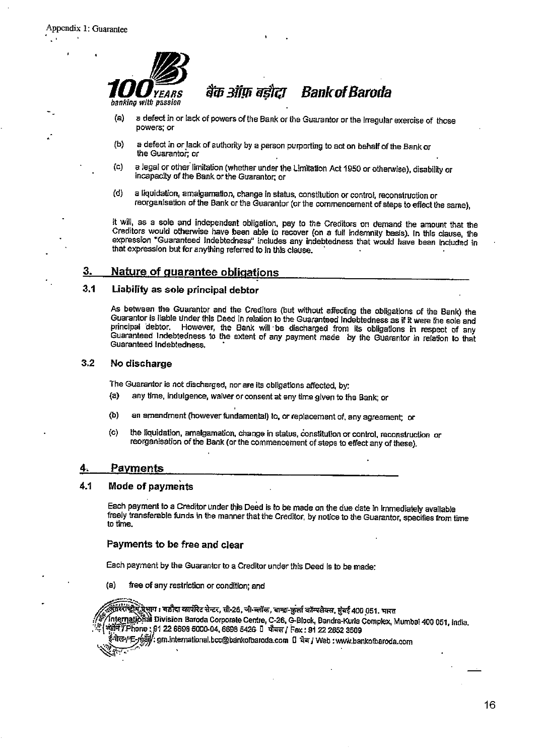(a) a defect in or lack of powers of the Bank or the Guarantor or the irregular exercise of those powers; or

(b) a defect in or lack of authority by a person purporting to act on behalf of the Bank or the Guarantor; or

(c) a legal or other limitation (whether under the Limitation Act 1950 or otherwise), disability or incapacity of the Bank or the Guarantor; or

(d) a liquidation, amalgamation, change in status, constitution or control, reconstruction or reorganisation of the Bank or the Guarantor (or the commencement of steps to effect the same),

it will, as a sole and independent obligation, pay to the Creditors on demand the amount that the Creditors would otherwise have been able to recover (on a full indemnity basis). In this clause, the expression "Guaranteed Indebtedness" includes any indebtedness that would have been included in that expression but for anything referred to in this clause.

## 3. Nature of guarantee obligations

### 3.1 Liability as sole principal debtor

As between the Guarantor and the Creditors (but without affecting the obligations of the Bank) the Guarantor is liable under this Deed in relation to the Guaranteed Indebtedness as if it were the sole and principal debtor. However, the Bank will be discharged from its obligations in respect of any Guaranteed Indebtedness to the extent of any payment made by the Guarantor in relation to that Guaranteed Indebtedness.

### 3.2 No discharge

The Guarantor is not discharged, nor are its obligations affected, by:

(a) any time, indulgence, waiver or consent at any time given to the Bank; or

(b) an amendment (however fundamental) to, or replacement of, any agreement; or

(c) the liquidation, amalgamation, change in status, constitution or control, reconstruction or reorganisation of the Bank (or the commencement of steps to effect any of these).

## 4. Payments

### 4.1 Mode of payments

Each payment to a Creditor under this Deed is to be made on the due date in immediately available freely transferable funds in the manner that the Creditor, by notice to the Guarantor, specifies from time to time.

### Payments to be free and clear

Each payment by the Guarantor to a Creditor under this Deed is to be made:

(a) free of any restriction or condition; and

अंतरराष्ट्रीय प्रभाग : बड़ौदा कार्पोरेट सेन्टर, सी-26, जी-ब्लॉक, बान्द्रा-कुर्ला कॉम्प्लेक्स, मुंबई 400 051. भारत
International Division Baroda Corporate Centre, C-26, G-Block, Bandra-Kurla Complex, Mumbai 400 051, India.
फोन / Phone : 91 22 6698 5000-04, 6698 5426 फैक्स / Fax : 91 22 2652 3509
ई-मेल / E-mail : gm.international.bcc@bankofbaroda.com वेब / Web : www.bankofbaroda.com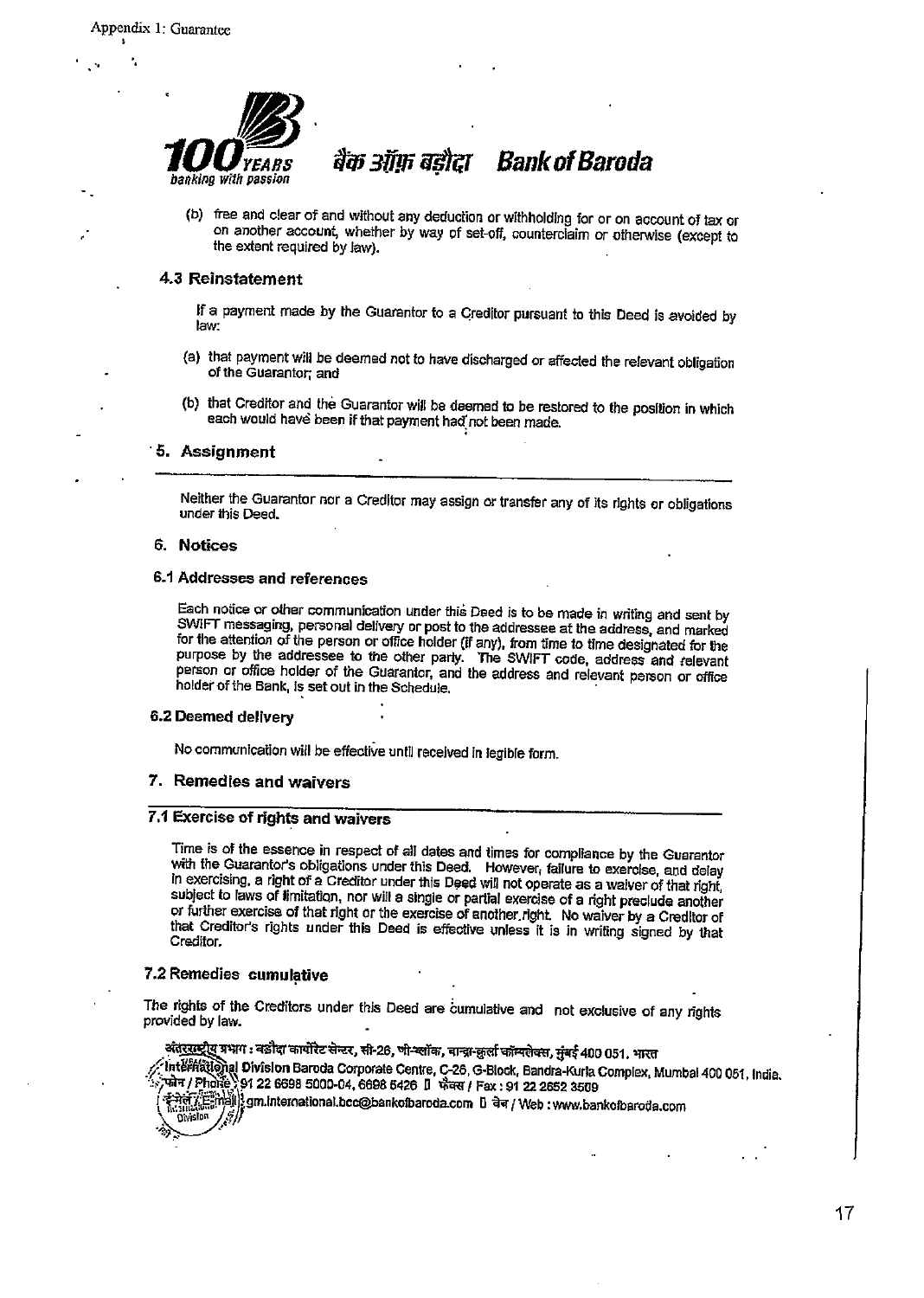Appendix 1: Guarantee

(b) free and clear of and without any deduction or withholding for or on account of tax or on another account, whether by way of set-off, counterclaim or otherwise (except to the extent required by law).

### 4.3 Reinstatement

If a payment made by the Guarantor to a Creditor pursuant to this Deed is avoided by law:

(a) that payment will be deemed not to have discharged or affected the relevant obligation of the Guarantor; and

(b) that Creditor and the Guarantor will be deemed to be restored to the position in which each would have been if that payment had not been made.

## 5. Assignment

Neither the Guarantor nor a Creditor may assign or transfer any of its rights or obligations under this Deed.

## 6. Notices

### 6.1 Addresses and references

Each notice or other communication under this Deed is to be made in writing and sent by SWIFT messaging, personal delivery or post to the addressee at the address, and marked for the attention of the person or office holder (if any), from time to time designated for the purpose by the addressee to the other party. The SWIFT code, address and relevant person or office holder of the Guarantor, and the address and relevant person or office holder of the Bank, is set out in the Schedule.

### 6.2 Deemed delivery

No communication will be effective until received in legible form.

## 7. Remedies and waivers

### 7.1 Exercise of rights and waivers

Time is of the essence in respect of all dates and times for compliance by the Guarantor with the Guarantor's obligations under this Deed. However, failure to exercise, and delay in exercising, a right of a Creditor under this Deed will not operate as a waiver of that right, subject to laws of limitation, nor will a single or partial exercise of a right preclude another or further exercise of that right or the exercise of another right. No waiver by a Creditor of that Creditor's rights under this Deed is effective unless it is in writing signed by that Creditor.

### 7.2 Remedies cumulative

The rights of the Creditors under this Deed are cumulative and not exclusive of any rights provided by law.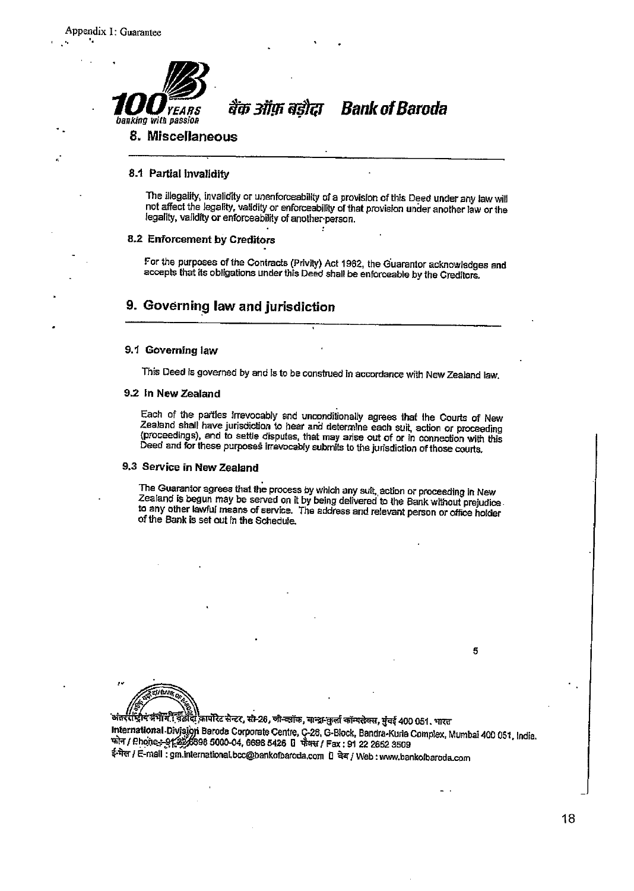Appendix 1: Guarantee

## 8. Miscellaneous

### 8.1 Partial Invalidity

The illegality, invalidity or unenforceability of a provision of this Deed under any law will not affect the legality, validity or enforceability of that provision under another law or the legality, validity or enforceability of another person.

### 8.2 Enforcement by Creditors

For the purposes of the Contracts (Privity) Act 1982, the Guarantor acknowledges and accepts that its obligations under this Deed shall be enforceable by the Creditors.

## 9. Governing law and jurisdiction

### 9.1 Governing law

This Deed is governed by and is to be construed in accordance with New Zealand law.

### 9.2 In New Zealand

Each of the parties irrevocably and unconditionally agrees that the Courts of New Zealand shall have jurisdiction to hear and determine each suit, action or proceeding (proceedings), and to settle disputes, that may arise out of or in connection with this Deed and for these purposes irrevocably submits to the jurisdiction of those courts.

### 9.3 Service in New Zealand

The Guarantor agrees that the process by which any suit, action or proceeding in New Zealand is begun may be served on it by being delivered to the Bank without prejudice to any other lawful means of service. The address and relevant person or office holder of the Bank is set out in the Schedule.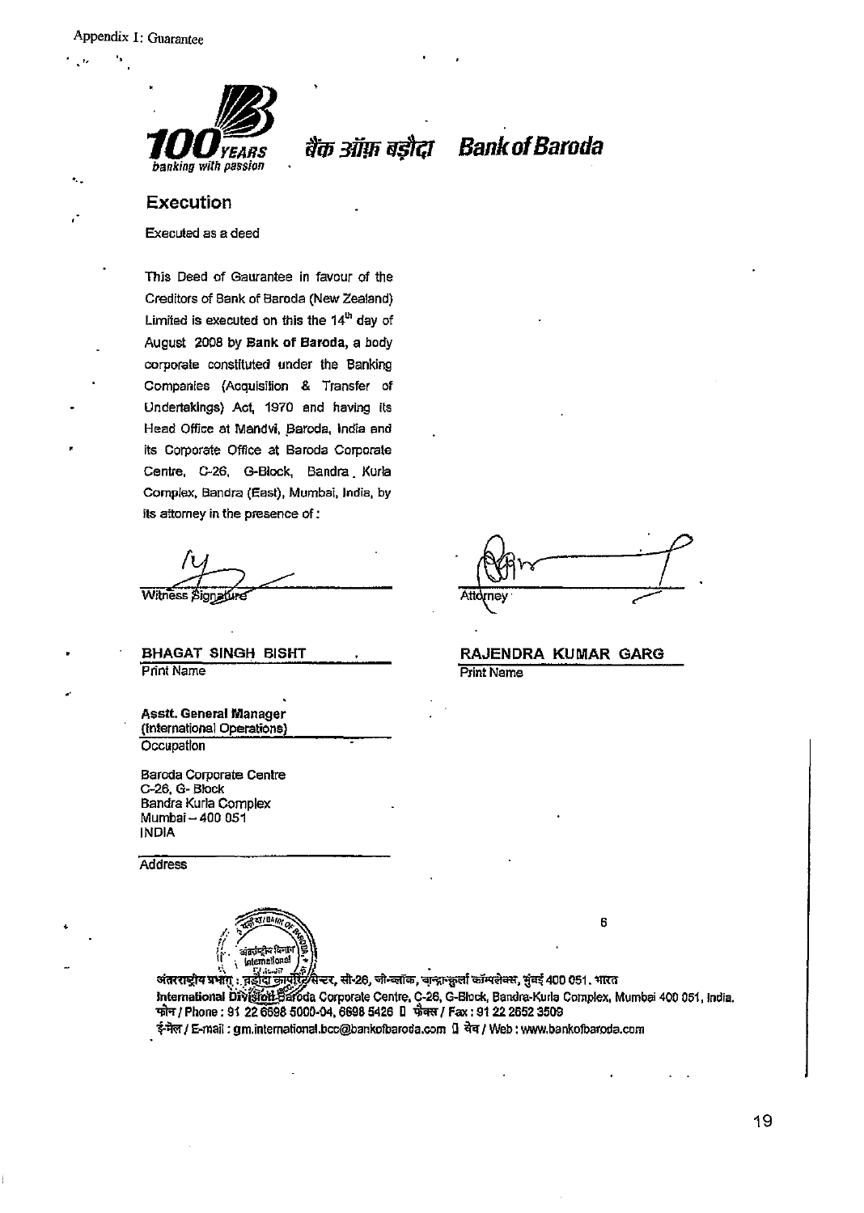Appendix 1: Guarantee

**100** YEARS banking with passion

बैंक ऑफ़ बड़ौदा **Bank of Baroda**

## Execution

Executed as a deed

This Deed of Gaurantee in favour of the Creditors of Bank of Baroda (New Zealand) Limited is executed on this the 14th day of August 2008 by **Bank of Baroda,** a body corporate constituted under the Banking Companies (Acquisition & Transfer of Undertakings) Act, 1970 and having its Head Office at Mandvi, Baroda, India and its Corporate Office at Baroda Corporate Centre, C-26, G-Block, Bandra Kurla Complex, Bandra (East), Mumbai, India, by its attorney in the presence of :

Witness Signature

**BHAGAT SINGH BISHT**
Print Name

**Asstt. General Manager**
**(International Operations)**
Occupation

Baroda Corporate Centre
C-26, G- Block
Bandra Kurla Complex
Mumbai – 400 051
INDIA

Address

Attorney

**RAJENDRA KUMAR GARG**
Print Name

6

अंतरराष्ट्रीय प्रभाग : बड़ौदा कार्पोरेट सेन्टर, सी-26, जी-ब्लॉक, बान्द्रा-कुर्ला कॉम्पलेक्स, मुंबई 400 051, भारत
International Division: Baroda Corporate Centre, C-26, G-Block, Bandra-Kurla Complex, Mumbai 400 051, India.
फोन / Phone : 91 22 6698 5000-04, 6698 5426 फैक्स / Fax : 91 22 2652 3509
ई-मेल / E-mail : gm.international.bcc@bankofbaroda.com वेब / Web : www.bankofbaroda.com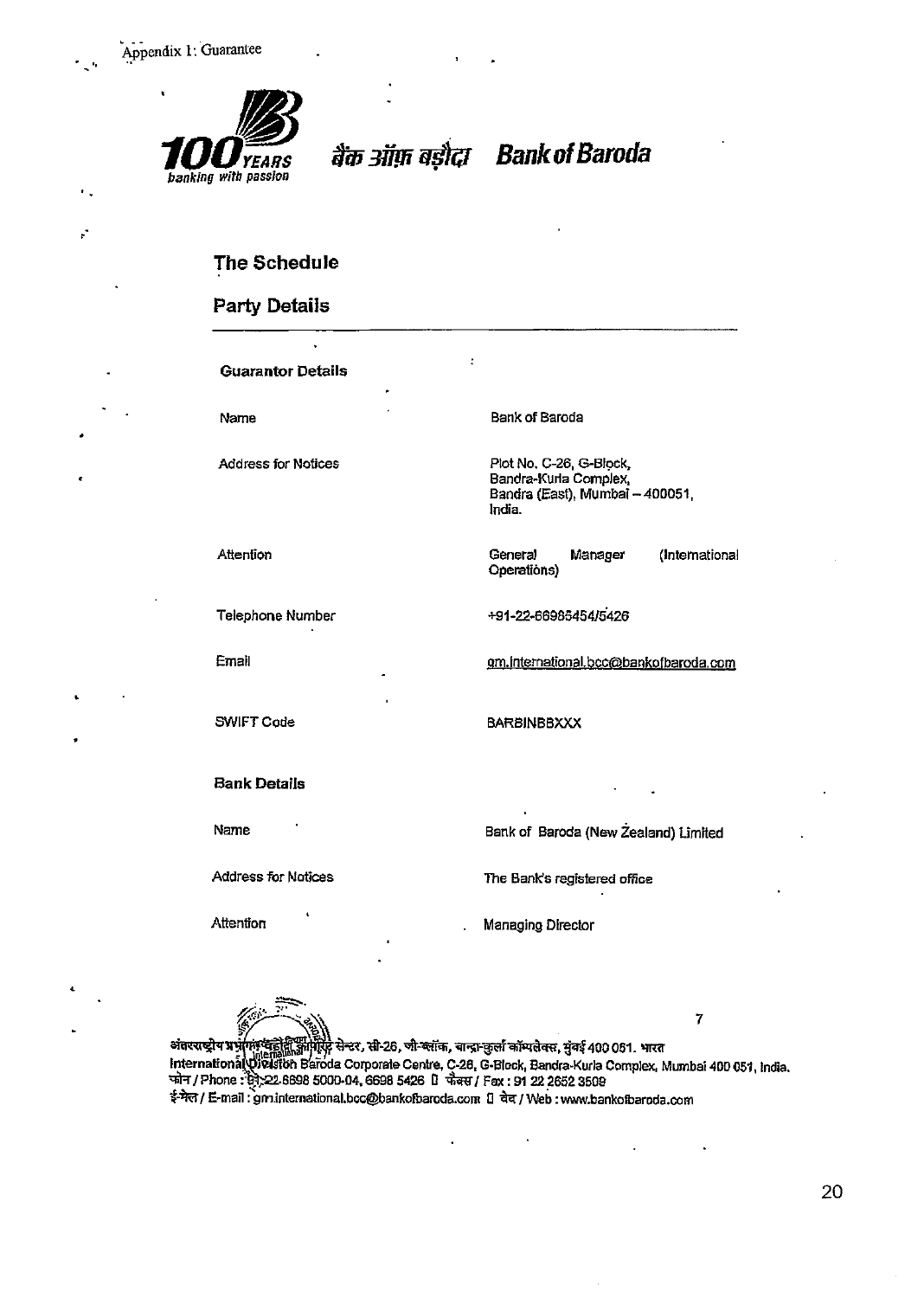Appendix 1: Guarantee

100 YEARS banking with passion

बैंक ऑफ़ बड़ौदा **Bank of Baroda**

## The Schedule

## Party Details

| | |
|---|---|
| **Guarantor Details** | |
| Name | Bank of Baroda |
| Address for Notices | Plot No. C-26, G-Block, Bandra-Kurla Complex, Bandra (East), Mumbai – 400051, India. |
| Attention | General Manager (International Operations) |
| Telephone Number | +91-22-66985454/5426 |
| Email | gm.international.bcc@bankofbaroda.com |
| SWIFT Code | BARBINBBXXX |
| **Bank Details** | |
| Name | Bank of Baroda (New Zealand) Limited |
| Address for Notices | The Bank's registered office |
| Attention | Managing Director |

7

अंतरराष्ट्रीय प्रभाग, बड़ौदा कॉर्पोरेट सेन्टर, सी-26, जी-ब्लॉक, बान्द्रा-कुर्ला कॉम्पलेक्स, मुंबई 400 051. भारत
International Division Baroda Corporate Centre, C-26, G-Block, Bandra-Kurla Complex, Mumbai 400 051, India.
फोन / Phone : 91-22-6698 5000-04, 6698 5426 फैक्स / Fax : 91 22 2652 3509
ई-मेल / E-mail : gm.international.bcc@bankofbaroda.com वेब / Web : www.bankofbaroda.com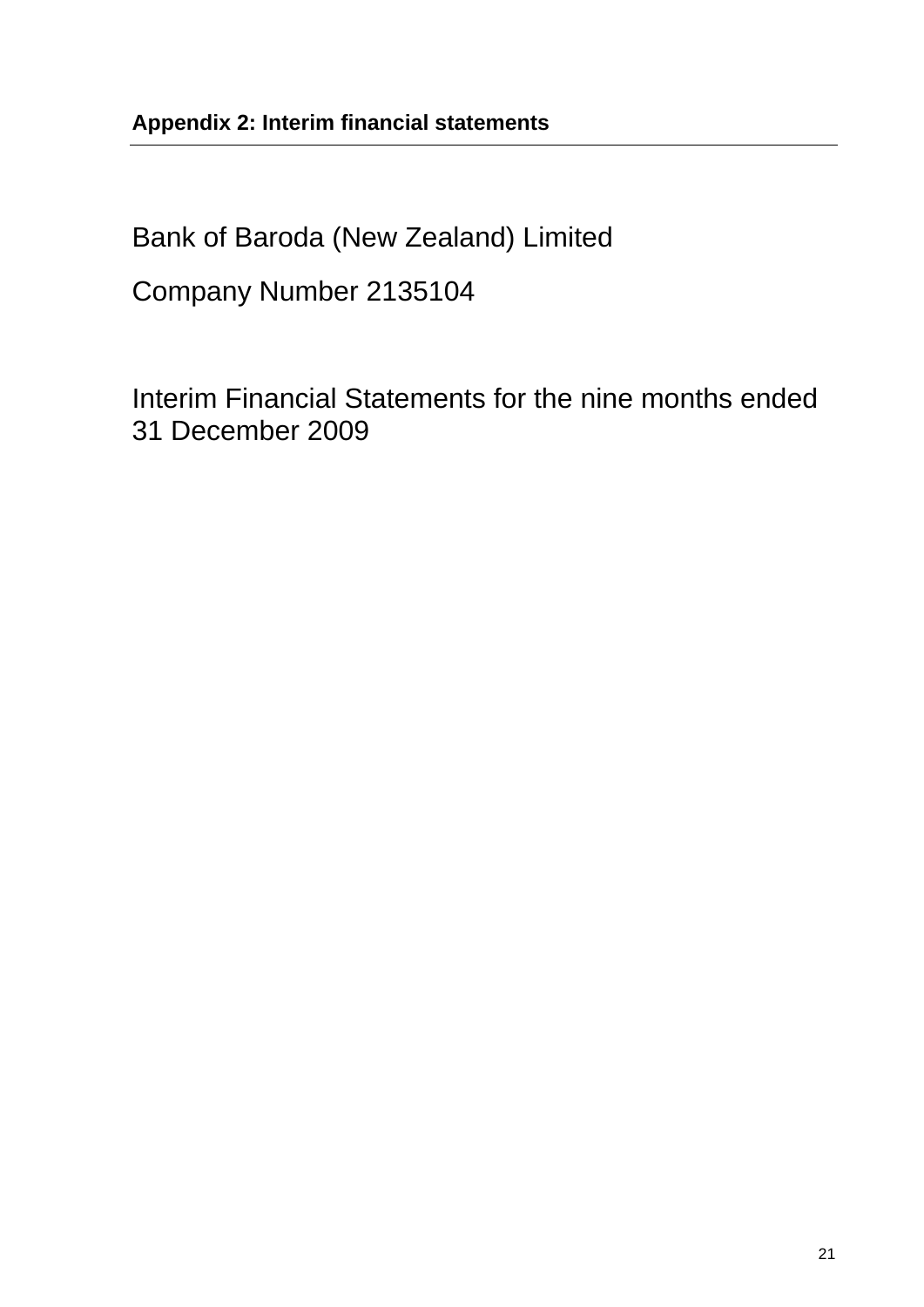**Appendix 2: Interim financial statements**

Bank of Baroda (New Zealand) Limited

Company Number 2135104

Interim Financial Statements for the nine months ended 31 December 2009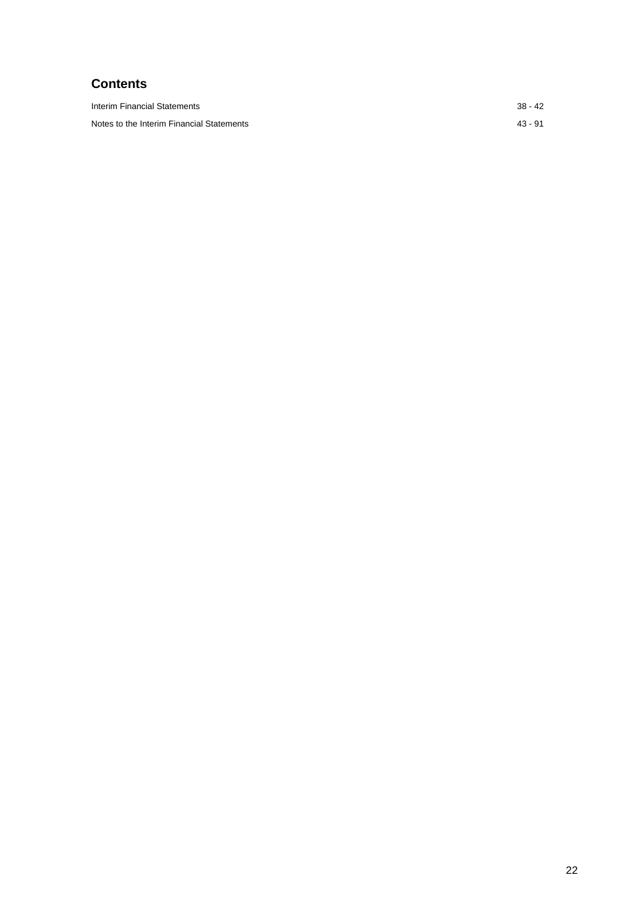## Contents

| | |
|---|---|
| Interim Financial Statements | 38 - 42 |
| Notes to the Interim Financial Statements | 43 - 91 |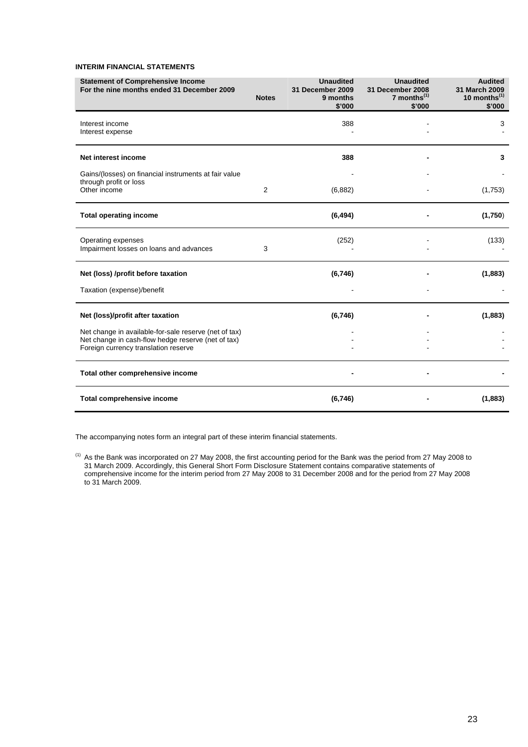**INTERIM FINANCIAL STATEMENTS**

| Statement of Comprehensive Income<br>For the nine months ended 31 December 2009 | Notes | Unaudited<br>31 December 2009<br>9 months<br>$'000 | Unaudited<br>31 December 2008<br>7 months[(1)]<br>$'000 | Audited<br>31 March 2009<br>10 months[(1)]<br>$'000 |
|---|---|---|---|---|
| Interest income | | 388 | - | 3 |
| Interest expense | | - | - | - |
| **Net interest income** | | **388** | **-** | **3** |
| Gains/(losses) on financial instruments at fair value through profit or loss | | - | - | - |
| Other income | 2 | (6,882) | - | (1,753) |
| **Total operating income** | | **(6,494)** | **-** | **(1,750)** |
| Operating expenses | | (252) | - | (133) |
| Impairment losses on loans and advances | 3 | - | - | - |
| **Net (loss) /profit before taxation** | | **(6,746)** | **-** | **(1,883)** |
| Taxation (expense)/benefit | | - | - | - |
| **Net (loss)/profit after taxation** | | **(6,746)** | **-** | **(1,883)** |
| Net change in available-for-sale reserve (net of tax) | | - | - | - |
| Net change in cash-flow hedge reserve (net of tax) | | - | - | - |
| Foreign currency translation reserve | | - | - | - |
| **Total other comprehensive income** | | **-** | **-** | **-** |
| **Total comprehensive income** | | **(6,746)** | **-** | **(1,883)** |

The accompanying notes form an integral part of these interim financial statements.

(1) As the Bank was incorporated on 27 May 2008, the first accounting period for the Bank was the period from 27 May 2008 to 31 March 2009. Accordingly, this General Short Form Disclosure Statement contains comparative statements of comprehensive income for the interim period from 27 May 2008 to 31 December 2008 and for the period from 27 May 2008 to 31 March 2009.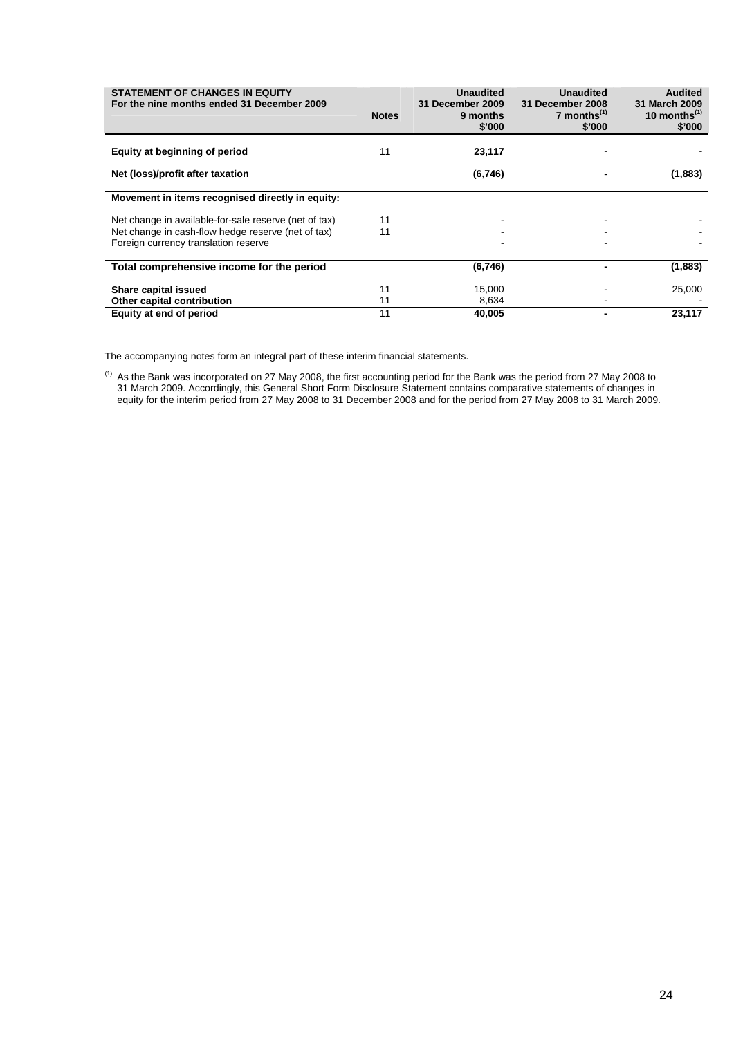| STATEMENT OF CHANGES IN EQUITY For the nine months ended 31 December 2009 | Notes | Unaudited 31 December 2009 9 months $'000 | Unaudited 31 December 2008 7 months[(1)] $'000 | Audited 31 March 2009 10 months[(1)] $'000 |
|---|---|---|---|---|
| **Equity at beginning of period** | 11 | **23,117** | - | - |
| **Net (loss)/profit after taxation** | | **(6,746)** | **-** | **(1,883)** |
| **Movement in items recognised directly in equity:** | | | | |
| Net change in available-for-sale reserve (net of tax) | 11 | - | - | - |
| Net change in cash-flow hedge reserve (net of tax) | 11 | - | - | - |
| Foreign currency translation reserve | | - | - | - |
| **Total comprehensive income for the period** | | **(6,746)** | **-** | **(1,883)** |
| **Share capital issued** | 11 | 15,000 | - | 25,000 |
| **Other capital contribution** | 11 | 8,634 | - | - |
| **Equity at end of period** | 11 | **40,005** | **-** | **23,117** |

The accompanying notes form an integral part of these interim financial statements.

(1) As the Bank was incorporated on 27 May 2008, the first accounting period for the Bank was the period from 27 May 2008 to 31 March 2009. Accordingly, this General Short Form Disclosure Statement contains comparative statements of changes in equity for the interim period from 27 May 2008 to 31 December 2008 and for the period from 27 May 2008 to 31 March 2009.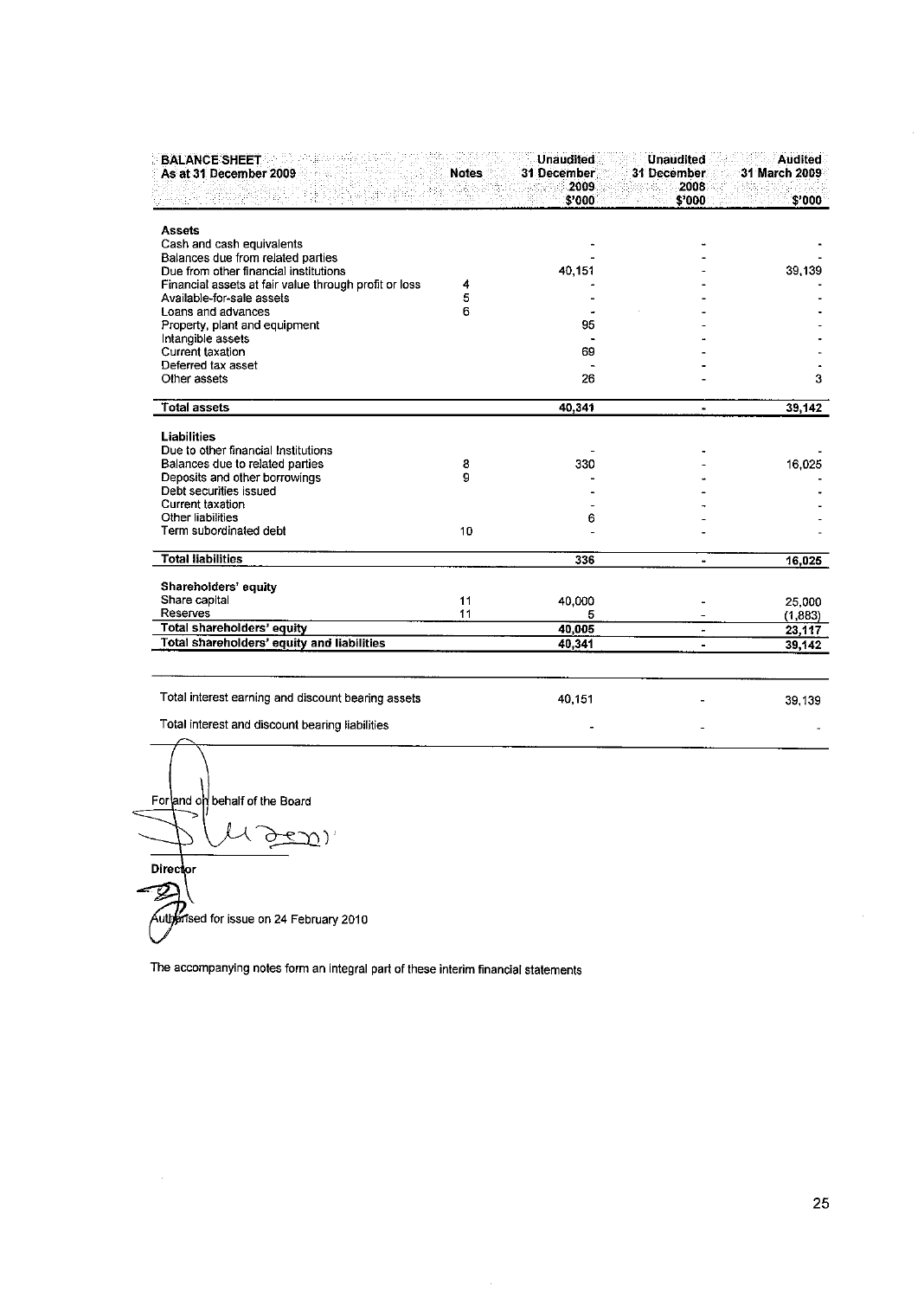| BALANCE SHEET<br>As at 31 December 2009 | Notes | Unaudited<br>31 December<br>2009<br>$'000 | Unaudited<br>31 December<br>2008<br>$'000 | Audited<br>31 March 2009<br>$'000 |
|---|---|---|---|---|
| **Assets** | | | | |
| Cash and cash equivalents | | - | - | - |
| Balances due from related parties | | - | - | - |
| Due from other financial institutions | | 40,151 | - | 39,139 |
| Financial assets at fair value through profit or loss | 4 | - | - | - |
| Available-for-sale assets | 5 | - | - | - |
| Loans and advances | 6 | - | - | - |
| Property, plant and equipment | | 95 | - | - |
| Intangible assets | | - | - | - |
| Current taxation | | 69 | - | - |
| Deferred tax asset | | - | - | - |
| Other assets | | 26 | - | 3 |
| **Total assets** | | 40,341 | - | 39,142 |
| **Liabilities** | | | | |
| Due to other financial Institutions | | - | - | - |
| Balances due to related parties | 8 | 330 | - | 16,025 |
| Deposits and other borrowings | 9 | - | - | - |
| Debt securities issued | | - | - | - |
| Current taxation | | - | - | - |
| Other liabilities | | 6 | - | - |
| Term subordinated debt | 10 | - | - | - |
| **Total liabilities** | | 336 | - | 16,025 |
| **Shareholders' equity** | | | | |
| Share capital | 11 | 40,000 | - | 25,000 |
| Reserves | 11 | 5 | - | (1,883) |
| **Total shareholders' equity** | | 40,005 | - | 23,117 |
| **Total shareholders' equity and liabilities** | | 40,341 | - | 39,142 |
| Total interest earning and discount bearing assets | | 40,151 | - | 39,139 |
| Total interest and discount bearing liabilities | | - | - | - |

For and on behalf of the Board

**Director**

Authorised for issue on 24 February 2010

The accompanying notes form an integral part of these interim financial statements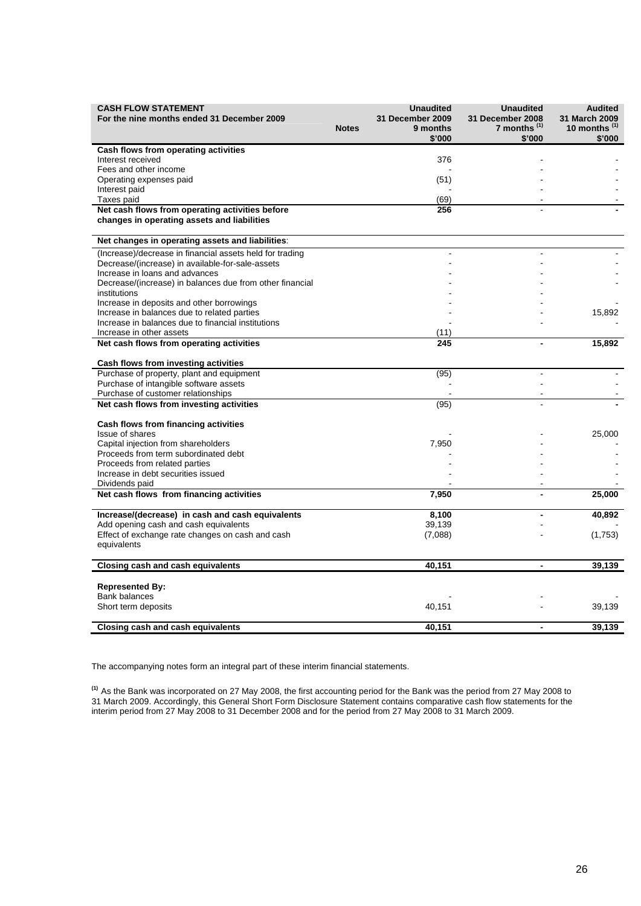| **CASH FLOW STATEMENT**<br>**For the nine months ended 31 December 2009** | **Notes** | **Unaudited**<br>**31 December 2009**<br>**9 months**<br>**$'000** | **Unaudited**<br>**31 December 2008**<br>**7 months [1]**<br>**$'000** | **Audited**<br>**31 March 2009**<br>**10 months [1]**<br>**$'000** |
|---|---|---|---|---|
| **Cash flows from operating activities** | | | | |
| Interest received | | 376 | - | - |
| Fees and other income | | - | - | - |
| Operating expenses paid | | (51) | - | - |
| Interest paid | | - | - | - |
| Taxes paid | | (69) | - | - |
| **Net cash flows from operating activities before changes in operating assets and liabilities** | | **256** | - | **-** |
| | | | | |
| **Net changes in operating assets and liabilities**: | | | | |
| (Increase)/decrease in financial assets held for trading | | - | - | - |
| Decrease/(increase) in available-for-sale-assets | | - | - | - |
| Increase in loans and advances | | - | - | - |
| Decrease/(increase) in balances due from other financial institutions | | - | - | - |
| Increase in deposits and other borrowings | | - | - | - |
| Increase in balances due to related parties | | - | - | 15,892 |
| Increase in balances due to financial institutions | | - | - | - |
| Increase in other assets | | (11) | | |
| **Net cash flows from operating activities** | | **245** | **-** | **15,892** |
| | | | | |
| **Cash flows from investing activities** | | | | |
| Purchase of property, plant and equipment | | (95) | - | - |
| Purchase of intangible software assets | | - | - | - |
| Purchase of customer relationships | | - | - | - |
| **Net cash flows from investing activities** | | (95) | - | **-** |
| | | | | |
| **Cash flows from financing activities** | | | | |
| Issue of shares | | - | - | 25,000 |
| Capital injection from shareholders | | 7,950 | - | - |
| Proceeds from term subordinated debt | | - | - | - |
| Proceeds from related parties | | - | - | - |
| Increase in debt securities issued | | - | - | - |
| Dividends paid | | - | - | - |
| **Net cash flows from financing activities** | | **7,950** | **-** | **25,000** |
| | | | | |
| **Increase/(decrease) in cash and cash equivalents** | | **8,100** | **-** | **40,892** |
| Add opening cash and cash equivalents | | 39,139 | - | - |
| Effect of exchange rate changes on cash and cash equivalents | | (7,088) | - | (1,753) |
| | | | | |
| **Closing cash and cash equivalents** | | **40,151** | **-** | **39,139** |
| | | | | |
| **Represented By:** | | | | |
| Bank balances | | - | - | - |
| Short term deposits | | 40,151 | - | 39,139 |
| | | | | |
| **Closing cash and cash equivalents** | | **40,151** | **-** | **39,139** |

The accompanying notes form an integral part of these interim financial statements.

[1] As the Bank was incorporated on 27 May 2008, the first accounting period for the Bank was the period from 27 May 2008 to 31 March 2009. Accordingly, this General Short Form Disclosure Statement contains comparative cash flow statements for the interim period from 27 May 2008 to 31 December 2008 and for the period from 27 May 2008 to 31 March 2009.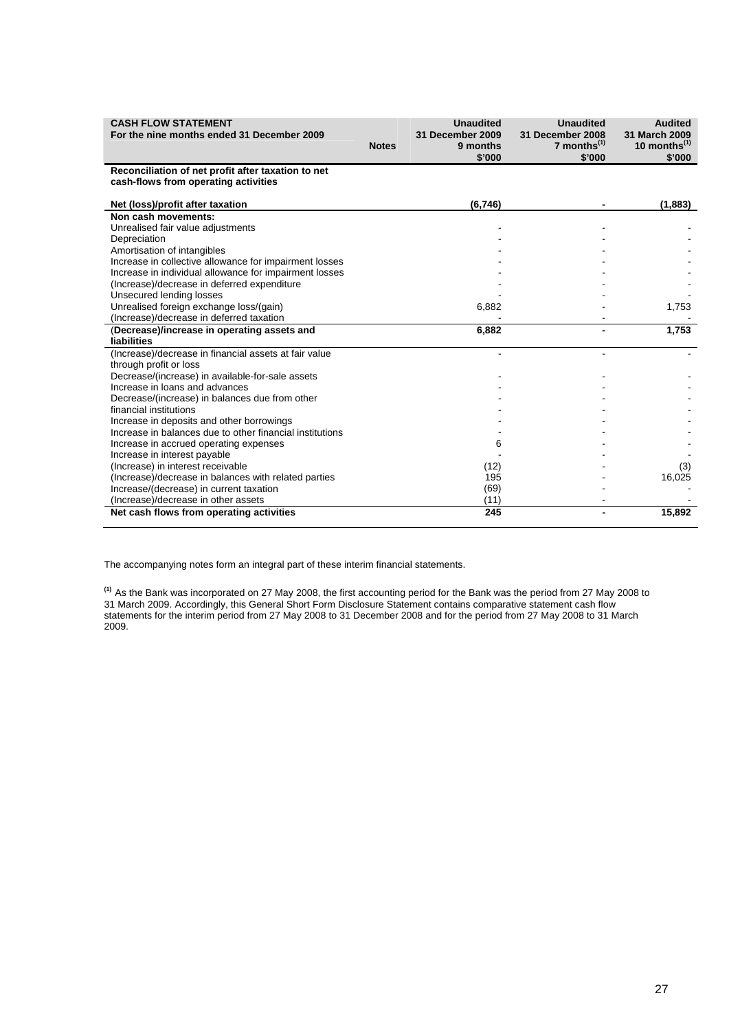| CASH FLOW STATEMENT<br>For the nine months ended 31 December 2009 | Notes | Unaudited<br>31 December 2009<br>9 months<br>$'000 | Unaudited<br>31 December 2008<br>7 months[1]<br>$'000 | Audited<br>31 March 2009<br>10 months[1]<br>$'000 |
|---|---|---|---|---|
| **Reconciliation of net profit after taxation to net cash-flows from operating activities** | | | | |
| **Net (loss)/profit after taxation** | | **(6,746)** | **-** | **(1,883)** |
| **Non cash movements:** | | | | |
| Unrealised fair value adjustments | | - | - | - |
| Depreciation | | - | - | - |
| Amortisation of intangibles | | - | - | - |
| Increase in collective allowance for impairment losses | | - | - | - |
| Increase in individual allowance for impairment losses | | - | - | - |
| (Increase)/decrease in deferred expenditure | | - | - | - |
| Unsecured lending losses | | - | - | - |
| Unrealised foreign exchange loss/(gain) | | 6,882 | - | 1,753 |
| (Increase)/decrease in deferred taxation | | - | - | - |
| **(Decrease)/increase in operating assets and liabilities** | | **6,882** | **-** | **1,753** |
| (Increase)/decrease in financial assets at fair value through profit or loss | | - | - | - |
| Decrease/(increase) in available-for-sale assets | | - | - | - |
| Increase in loans and advances | | - | - | - |
| Decrease/(increase) in balances due from other financial institutions | | - | - | - |
| Increase in deposits and other borrowings | | - | - | - |
| Increase in balances due to other financial institutions | | - | - | - |
| Increase in accrued operating expenses | | 6 | - | - |
| Increase in interest payable | | - | - | - |
| (Increase) in interest receivable | | (12) | - | (3) |
| (Increase)/decrease in balances with related parties | | 195 | - | 16,025 |
| Increase/(decrease) in current taxation | | (69) | - | - |
| (Increase)/decrease in other assets | | (11) | - | - |
| **Net cash flows from operating activities** | | **245** | **-** | **15,892** |

The accompanying notes form an integral part of these interim financial statements.

[1] As the Bank was incorporated on 27 May 2008, the first accounting period for the Bank was the period from 27 May 2008 to 31 March 2009. Accordingly, this General Short Form Disclosure Statement contains comparative statement cash flow statements for the interim period from 27 May 2008 to 31 December 2008 and for the period from 27 May 2008 to 31 March 2009.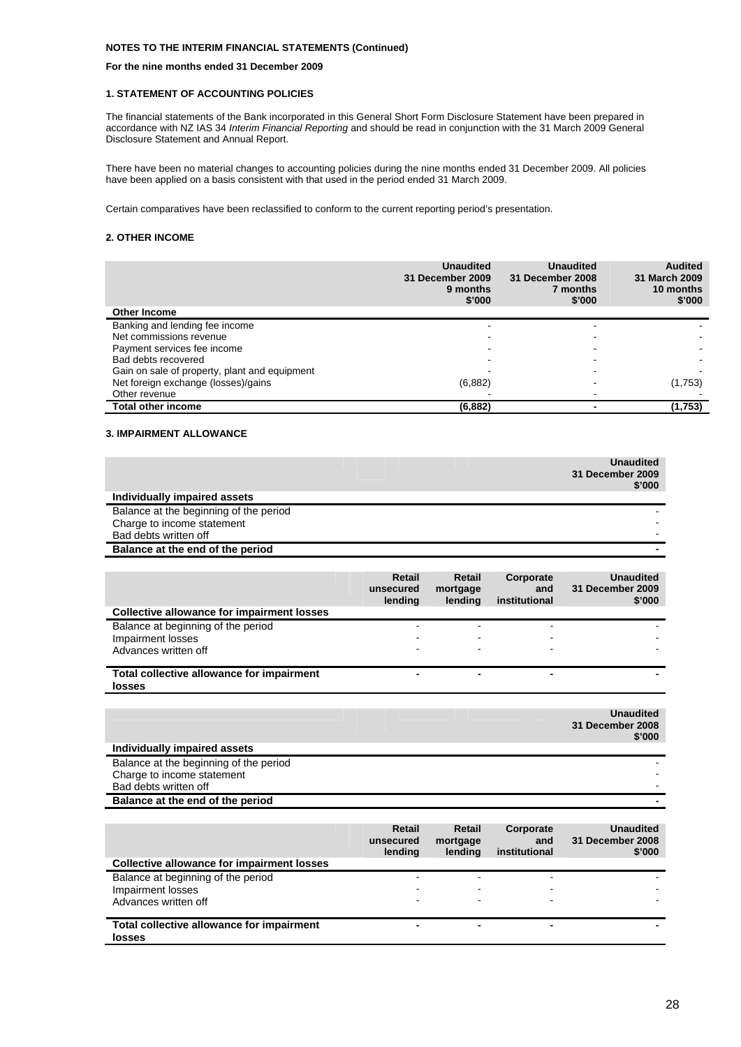**NOTES TO THE INTERIM FINANCIAL STATEMENTS (Continued)**

**For the nine months ended 31 December 2009**

### 1. STATEMENT OF ACCOUNTING POLICIES

The financial statements of the Bank incorporated in this General Short Form Disclosure Statement have been prepared in accordance with NZ IAS 34 *Interim Financial Reporting* and should be read in conjunction with the 31 March 2009 General Disclosure Statement and Annual Report.

There have been no material changes to accounting policies during the nine months ended 31 December 2009. All policies have been applied on a basis consistent with that used in the period ended 31 March 2009.

Certain comparatives have been reclassified to conform to the current reporting period's presentation.

### 2. OTHER INCOME

| | Unaudited 31 December 2009 9 months $'000 | Unaudited 31 December 2008 7 months $'000 | Audited 31 March 2009 10 months $'000 |
|---|---|---|---|
| **Other Income** | | | |
| Banking and lending fee income | - | - | - |
| Net commissions revenue | - | - | - |
| Payment services fee income | - | - | - |
| Bad debts recovered | - | - | - |
| Gain on sale of property, plant and equipment | - | - | - |
| Net foreign exchange (losses)/gains | (6,882) | - | (1,753) |
| Other revenue | - | - | - |
| **Total other income** | **(6,882)** | **-** | **(1,753)** |

### 3. IMPAIRMENT ALLOWANCE

| | Unaudited 31 December 2009 $'000 |
|---|---|
| **Individually impaired assets** | |
| Balance at the beginning of the period | - |
| Charge to income statement | - |
| Bad debts written off | - |
| **Balance at the end of the period** | **-** |

| | Retail unsecured lending | Retail mortgage lending | Corporate and institutional | Unaudited 31 December 2009 $'000 |
|---|---|---|---|---|
| **Collective allowance for impairment losses** | | | | |
| Balance at beginning of the period | - | - | - | - |
| Impairment losses | - | - | - | - |
| Advances written off | - | - | - | - |
| **Total collective allowance for impairment losses** | **-** | **-** | **-** | **-** |

| | Unaudited 31 December 2008 $'000 |
|---|---|
| **Individually impaired assets** | |
| Balance at the beginning of the period | - |
| Charge to income statement | - |
| Bad debts written off | - |
| **Balance at the end of the period** | **-** |

| | Retail unsecured lending | Retail mortgage lending | Corporate and institutional | Unaudited 31 December 2008 $'000 |
|---|---|---|---|---|
| **Collective allowance for impairment losses** | | | | |
| Balance at beginning of the period | - | - | - | - |
| Impairment losses | - | - | - | - |
| Advances written off | - | - | - | - |
| **Total collective allowance for impairment losses** | **-** | **-** | **-** | **-** |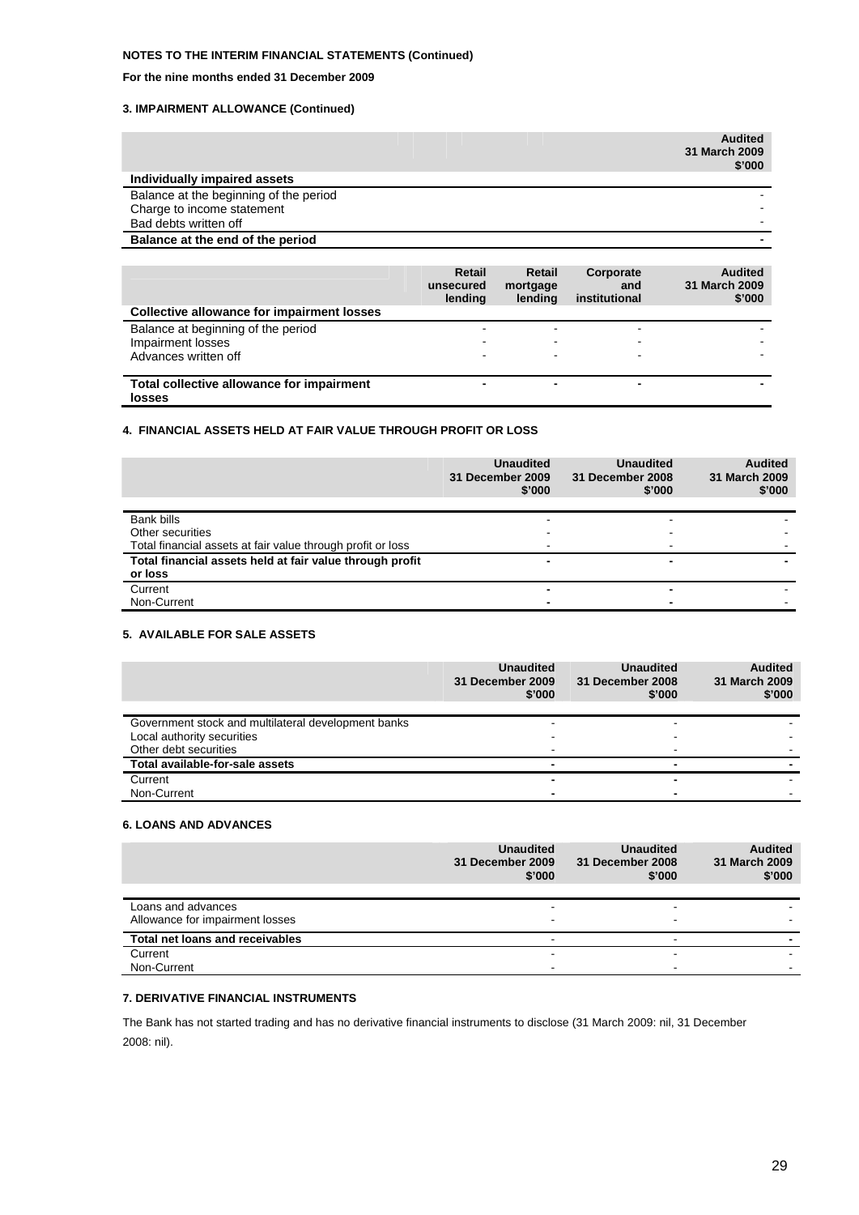**NOTES TO THE INTERIM FINANCIAL STATEMENTS (Continued)**

**For the nine months ended 31 December 2009**

### 3. IMPAIRMENT ALLOWANCE (Continued)

| | Audited 31 March 2009 \$'000 |
|---|---:|
| **Individually impaired assets** | |
| Balance at the beginning of the period | - |
| Charge to income statement | - |
| Bad debts written off | - |
| **Balance at the end of the period** | **-** |

| | Retail unsecured lending | Retail mortgage lending | Corporate and institutional | Audited 31 March 2009 \$'000 |
|---|---:|---:|---:|---:|
| **Collective allowance for impairment losses** | | | | |
| Balance at beginning of the period | - | - | - | - |
| Impairment losses | - | - | - | - |
| Advances written off | - | - | - | - |
| **Total collective allowance for impairment losses** | **-** | **-** | **-** | **-** |

### 4. FINANCIAL ASSETS HELD AT FAIR VALUE THROUGH PROFIT OR LOSS

| | Unaudited 31 December 2009 \$'000 | Unaudited 31 December 2008 \$'000 | Audited 31 March 2009 \$'000 |
|---|---:|---:|---:|
| Bank bills | - | - | - |
| Other securities | - | - | - |
| Total financial assets at fair value through profit or loss | - | - | - |
| **Total financial assets held at fair value through profit or loss** | **-** | **-** | **-** |
| Current | - | - | - |
| Non-Current | - | - | - |

### 5. AVAILABLE FOR SALE ASSETS

| | Unaudited 31 December 2009 \$'000 | Unaudited 31 December 2008 \$'000 | Audited 31 March 2009 \$'000 |
|---|---:|---:|---:|
| Government stock and multilateral development banks | - | - | - |
| Local authority securities | - | - | - |
| Other debt securities | - | - | - |
| **Total available-for-sale assets** | **-** | **-** | **-** |
| Current | - | - | - |
| Non-Current | - | - | - |

### 6. LOANS AND ADVANCES

| | Unaudited 31 December 2009 \$'000 | Unaudited 31 December 2008 \$'000 | Audited 31 March 2009 \$'000 |
|---|---:|---:|---:|
| Loans and advances | - | - | - |
| Allowance for impairment losses | - | - | - |
| **Total net loans and receivables** | - | - | **-** |
| Current | - | - | - |
| Non-Current | - | - | - |

### 7. DERIVATIVE FINANCIAL INSTRUMENTS

The Bank has not started trading and has no derivative financial instruments to disclose (31 March 2009: nil, 31 December 2008: nil).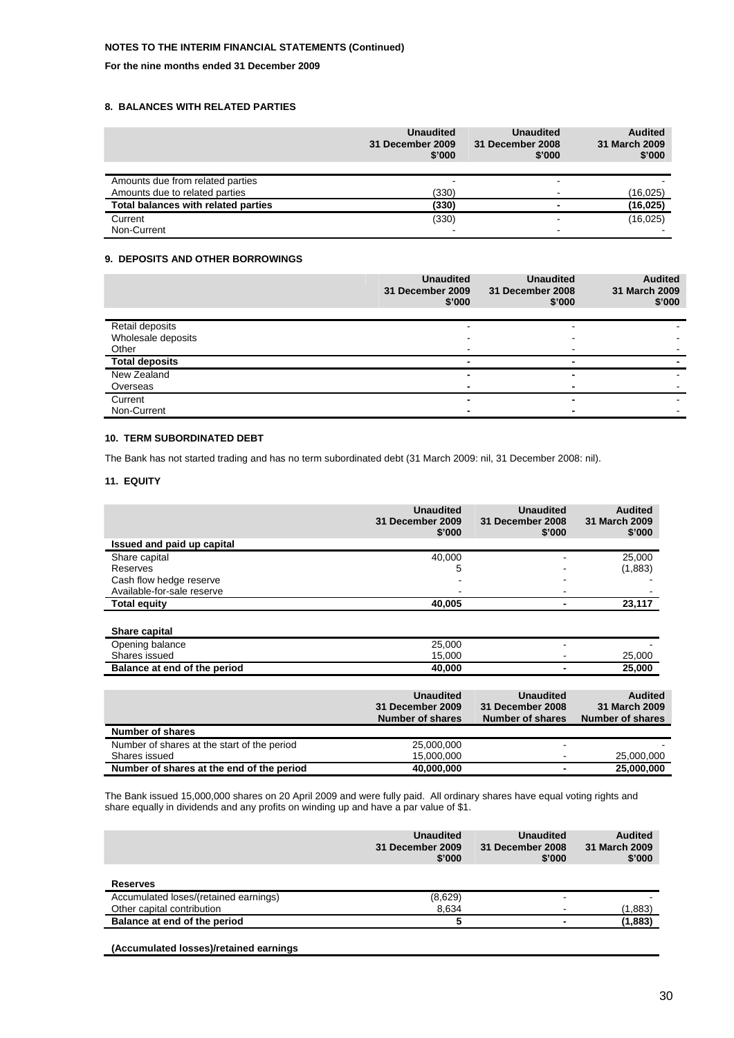NOTES TO THE INTERIM FINANCIAL STATEMENTS (Continued)

For the nine months ended 31 December 2009

## 8. BALANCES WITH RELATED PARTIES

| | Unaudited 31 December 2009 \$'000 | Unaudited 31 December 2008 \$'000 | Audited 31 March 2009 \$'000 |
|---|---|---|---|
| Amounts due from related parties | - | - | - |
| Amounts due to related parties | (330) | - | (16,025) |
| **Total balances with related parties** | **(330)** | **-** | **(16,025)** |
| Current | (330) | - | (16,025) |
| Non-Current | - | - | - |

## 9. DEPOSITS AND OTHER BORROWINGS

| | Unaudited 31 December 2009 \$'000 | Unaudited 31 December 2008 \$'000 | Audited 31 March 2009 \$'000 |
|---|---|---|---|
| Retail deposits | - | - | - |
| Wholesale deposits | - | - | - |
| Other | - | - | - |
| **Total deposits** | **-** | **-** | **-** |
| New Zealand | - | - | - |
| Overseas | - | - | - |
| Current | - | - | - |
| Non-Current | - | - | - |

## 10. TERM SUBORDINATED DEBT

The Bank has not started trading and has no term subordinated debt (31 March 2009: nil, 31 December 2008: nil).

## 11. EQUITY

| | Unaudited 31 December 2009 \$'000 | Unaudited 31 December 2008 \$'000 | Audited 31 March 2009 \$'000 |
|---|---|---|---|
| **Issued and paid up capital** | | | |
| Share capital | 40,000 | - | 25,000 |
| Reserves | 5 | - | (1,883) |
| Cash flow hedge reserve | - | - | - |
| Available-for-sale reserve | - | - | - |
| **Total equity** | **40,005** | **-** | **23,117** |
| | | | |
| **Share capital** | | | |
| Opening balance | 25,000 | - | - |
| Shares issued | 15,000 | - | 25,000 |
| **Balance at end of the period** | **40,000** | **-** | **25,000** |

| | Unaudited 31 December 2009 Number of shares | Unaudited 31 December 2008 Number of shares | Audited 31 March 2009 Number of shares |
|---|---|---|---|
| **Number of shares** | | | |
| Number of shares at the start of the period | 25,000,000 | - | - |
| Shares issued | 15,000,000 | - | 25,000,000 |
| **Number of shares at the end of the period** | **40,000,000** | **-** | **25,000,000** |

The Bank issued 15,000,000 shares on 20 April 2009 and were fully paid. All ordinary shares have equal voting rights and share equally in dividends and any profits on winding up and have a par value of \$1.

| | Unaudited 31 December 2009 \$'000 | Unaudited 31 December 2008 \$'000 | Audited 31 March 2009 \$'000 |
|---|---|---|---|
| **Reserves** | | | |
| Accumulated loses/(retained earnings) | (8,629) | - | - |
| Other capital contribution | 8,634 | - | (1,883) |
| **Balance at end of the period** | **5** | **-** | **(1,883)** |

**(Accumulated losses)/retained earnings**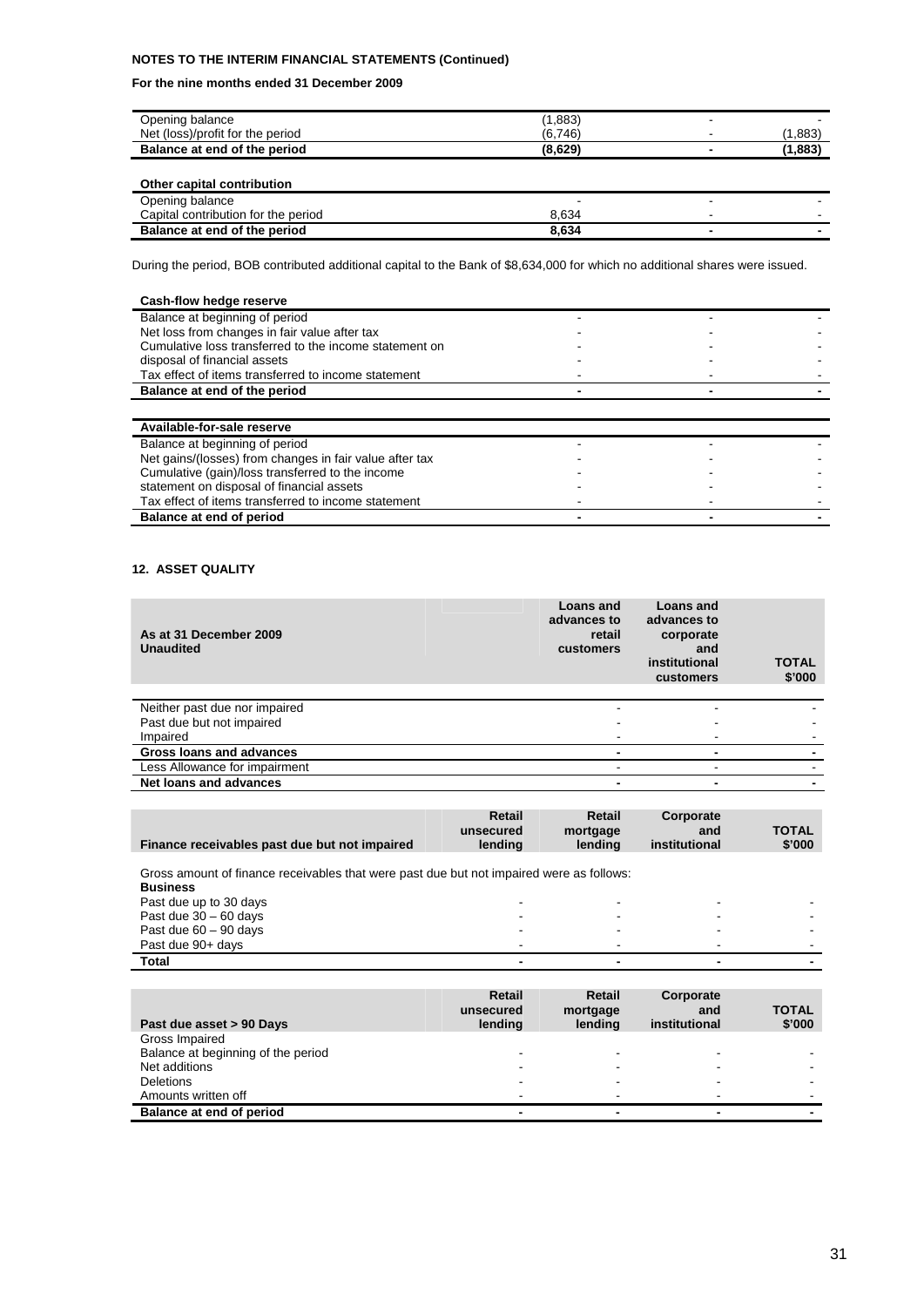**NOTES TO THE INTERIM FINANCIAL STATEMENTS (Continued)**

**For the nine months ended 31 December 2009**

| | | | |
|---|---|---|---|
| Opening balance | (1,883) | - | - |
| Net (loss)/profit for the period | (6,746) | - | (1,883) |
| **Balance at end of the period** | **(8,629)** | **-** | **(1,883)** |

| **Other capital contribution** | | | |
|---|---|---|---|
| Opening balance | - | - | - |
| Capital contribution for the period | 8,634 | - | - |
| **Balance at end of the period** | **8,634** | **-** | **-** |

During the period, BOB contributed additional capital to the Bank of $8,634,000 for which no additional shares were issued.

| **Cash-flow hedge reserve** | | | |
|---|---|---|---|
| Balance at beginning of period | - | - | - |
| Net loss from changes in fair value after tax | - | - | - |
| Cumulative loss transferred to the income statement on | - | - | - |
| disposal of financial assets | - | - | - |
| Tax effect of items transferred to income statement | - | - | - |
| **Balance at end of the period** | **-** | **-** | **-** |

| **Available-for-sale reserve** | | | |
|---|---|---|---|
| Balance at beginning of period | - | - | - |
| Net gains/(losses) from changes in fair value after tax | - | - | - |
| Cumulative (gain)/loss transferred to the income | - | - | - |
| statement on disposal of financial assets | - | - | - |
| Tax effect of items transferred to income statement | - | - | - |
| **Balance at end of period** | **-** | **-** | **-** |

## 12. ASSET QUALITY

| **As at 31 December 2009 Unaudited** | **Loans and advances to retail customers** | **Loans and advances to corporate and institutional customers** | **TOTAL $'000** |
|---|---|---|---|
| Neither past due nor impaired | - | - | - |
| Past due but not impaired | - | - | - |
| Impaired | - | - | - |
| **Gross loans and advances** | **-** | **-** | **-** |
| Less Allowance for impairment | - | - | - |
| **Net loans and advances** | **-** | **-** | **-** |

| **Finance receivables past due but not impaired** | **Retail unsecured lending** | **Retail mortgage lending** | **Corporate and institutional** | **TOTAL $'000** |
|---|---|---|---|---|
| Gross amount of finance receivables that were past due but not impaired were as follows: | | | | |
| **Business** | | | | |
| Past due up to 30 days | - | - | - | - |
| Past due 30 – 60 days | - | - | - | - |
| Past due 60 – 90 days | - | - | - | - |
| Past due 90+ days | - | - | - | - |
| **Total** | **-** | **-** | **-** | **-** |

| **Past due asset > 90 Days** | **Retail unsecured lending** | **Retail mortgage lending** | **Corporate and institutional** | **TOTAL $'000** |
|---|---|---|---|---|
| Gross Impaired | | | | |
| Balance at beginning of the period | - | - | - | - |
| Net additions | - | - | - | - |
| Deletions | - | - | - | - |
| Amounts written off | - | - | - | - |
| **Balance at end of period** | **-** | **-** | **-** | **-** |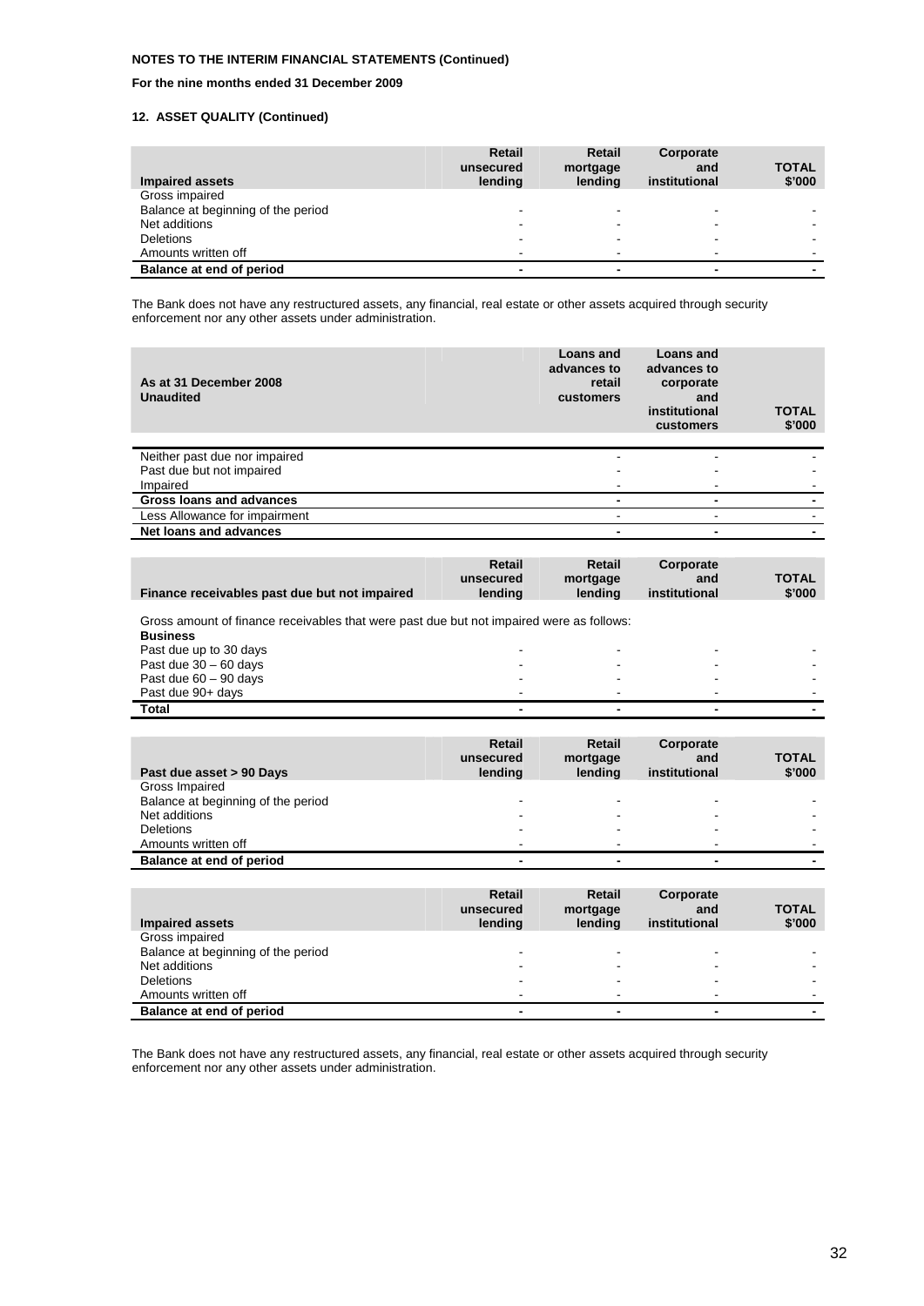**NOTES TO THE INTERIM FINANCIAL STATEMENTS (Continued)**

**For the nine months ended 31 December 2009**

**12. ASSET QUALITY (Continued)**

| **Impaired assets** | **Retail unsecured lending** | **Retail mortgage lending** | **Corporate and institutional** | **TOTAL $'000** |
|---|---|---|---|---|
| Gross impaired | | | | |
| Balance at beginning of the period | - | - | - | - |
| Net additions | - | - | - | - |
| Deletions | - | - | - | - |
| Amounts written off | - | - | - | - |
| **Balance at end of period** | **-** | **-** | **-** | **-** |

The Bank does not have any restructured assets, any financial, real estate or other assets acquired through security enforcement nor any other assets under administration.

| **As at 31 December 2008 Unaudited** | **Loans and advances to retail customers** | **Loans and advances to corporate and institutional customers** | **TOTAL $'000** |
|---|---|---|---|
| Neither past due nor impaired | - | - | - |
| Past due but not impaired | - | - | - |
| Impaired | - | - | - |
| **Gross loans and advances** | **-** | **-** | **-** |
| Less Allowance for impairment | - | - | - |
| **Net loans and advances** | **-** | **-** | **-** |

| **Finance receivables past due but not impaired** | **Retail unsecured lending** | **Retail mortgage lending** | **Corporate and institutional** | **TOTAL $'000** |
|---|---|---|---|---|
| Gross amount of finance receivables that were past due but not impaired were as follows: | | | | |
| **Business** | | | | |
| Past due up to 30 days | - | - | - | - |
| Past due 30 – 60 days | - | - | - | - |
| Past due 60 – 90 days | - | - | - | - |
| Past due 90+ days | - | - | - | - |
| **Total** | **-** | **-** | **-** | **-** |

| **Past due asset > 90 Days** | **Retail unsecured lending** | **Retail mortgage lending** | **Corporate and institutional** | **TOTAL $'000** |
|---|---|---|---|---|
| Gross Impaired | | | | |
| Balance at beginning of the period | - | - | - | - |
| Net additions | - | - | - | - |
| Deletions | - | - | - | - |
| Amounts written off | - | - | - | - |
| **Balance at end of period** | **-** | **-** | **-** | **-** |

| **Impaired assets** | **Retail unsecured lending** | **Retail mortgage lending** | **Corporate and institutional** | **TOTAL $'000** |
|---|---|---|---|---|
| Gross impaired | | | | |
| Balance at beginning of the period | - | - | - | - |
| Net additions | - | - | - | - |
| Deletions | - | - | - | - |
| Amounts written off | - | - | - | - |
| **Balance at end of period** | **-** | **-** | **-** | **-** |

The Bank does not have any restructured assets, any financial, real estate or other assets acquired through security enforcement nor any other assets under administration.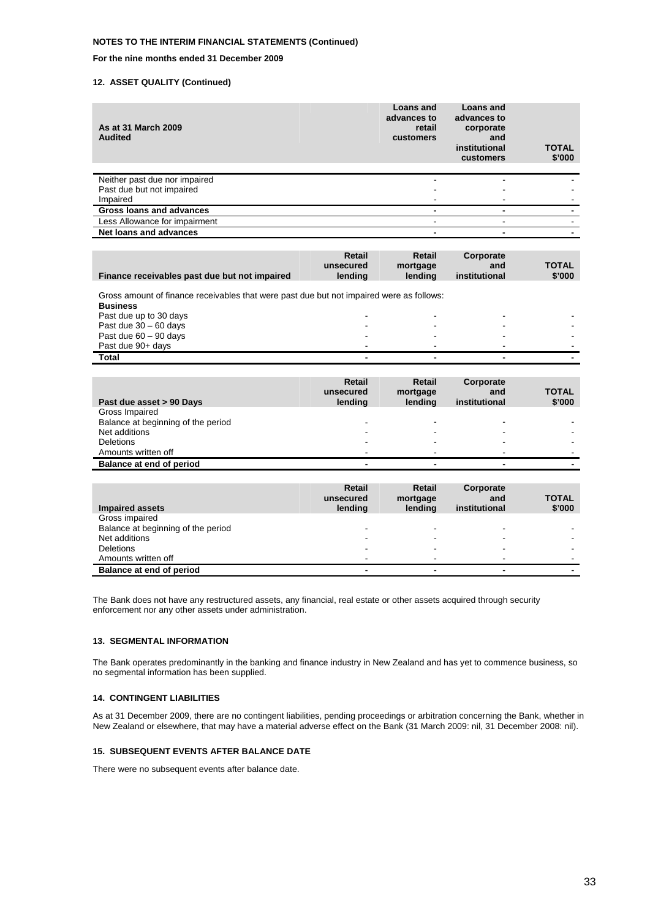**NOTES TO THE INTERIM FINANCIAL STATEMENTS (Continued)**

**For the nine months ended 31 December 2009**

**12. ASSET QUALITY (Continued)**

| **As at 31 March 2009 Audited** | **Loans and advances to retail customers** | **Loans and advances to corporate and institutional customers** | **TOTAL $'000** |
|---|---|---|---|
| Neither past due nor impaired | - | - | - |
| Past due but not impaired | - | - | - |
| Impaired | - | - | - |
| **Gross loans and advances** | **-** | **-** | **-** |
| Less Allowance for impairment | - | - | - |
| **Net loans and advances** | **-** | **-** | **-** |

| **Finance receivables past due but not impaired** | **Retail unsecured lending** | **Retail mortgage lending** | **Corporate and institutional** | **TOTAL $'000** |
|---|---|---|---|---|
| Gross amount of finance receivables that were past due but not impaired were as follows: | | | | |
| **Business** | | | | |
| Past due up to 30 days | - | - | - | - |
| Past due 30 – 60 days | - | - | - | - |
| Past due 60 – 90 days | - | - | - | - |
| Past due 90+ days | - | - | - | - |
| **Total** | **-** | **-** | **-** | **-** |

| **Past due asset > 90 Days** | **Retail unsecured lending** | **Retail mortgage lending** | **Corporate and institutional** | **TOTAL $'000** |
|---|---|---|---|---|
| Gross Impaired | | | | |
| Balance at beginning of the period | - | - | - | - |
| Net additions | - | - | - | - |
| Deletions | - | - | - | - |
| Amounts written off | - | - | - | - |
| **Balance at end of period** | **-** | **-** | **-** | **-** |

| **Impaired assets** | **Retail unsecured lending** | **Retail mortgage lending** | **Corporate and institutional** | **TOTAL $'000** |
|---|---|---|---|---|
| Gross impaired | | | | |
| Balance at beginning of the period | - | - | - | - |
| Net additions | - | - | - | - |
| Deletions | - | - | - | - |
| Amounts written off | - | - | - | - |
| **Balance at end of period** | **-** | **-** | **-** | **-** |

The Bank does not have any restructured assets, any financial, real estate or other assets acquired through security enforcement nor any other assets under administration.

**13. SEGMENTAL INFORMATION**

The Bank operates predominantly in the banking and finance industry in New Zealand and has yet to commence business, so no segmental information has been supplied.

**14. CONTINGENT LIABILITIES**

As at 31 December 2009, there are no contingent liabilities, pending proceedings or arbitration concerning the Bank, whether in New Zealand or elsewhere, that may have a material adverse effect on the Bank (31 March 2009: nil, 31 December 2008: nil).

**15. SUBSEQUENT EVENTS AFTER BALANCE DATE**

There were no subsequent events after balance date.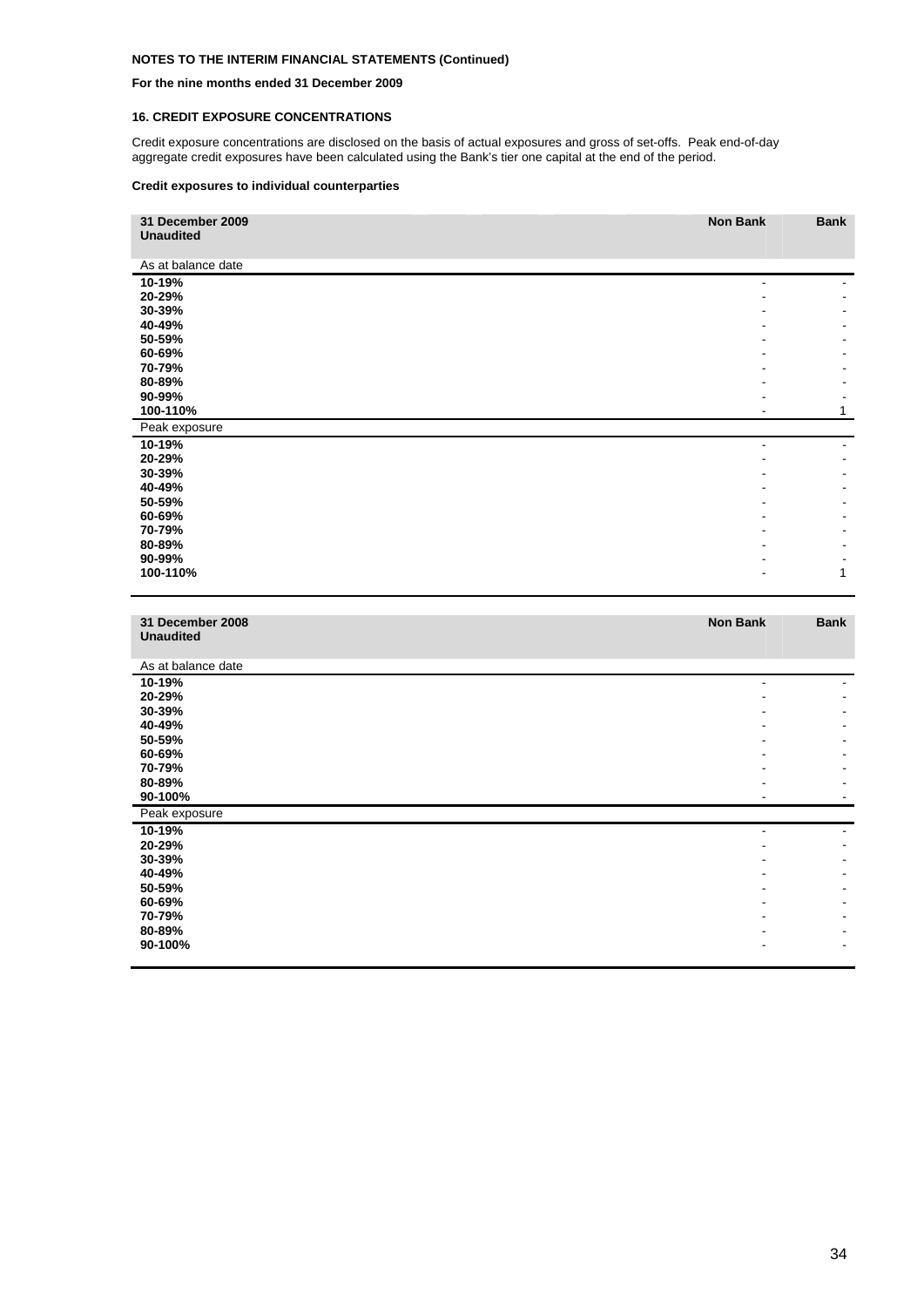**NOTES TO THE INTERIM FINANCIAL STATEMENTS (Continued)**

**For the nine months ended 31 December 2009**

### 16. CREDIT EXPOSURE CONCENTRATIONS

Credit exposure concentrations are disclosed on the basis of actual exposures and gross of set-offs. Peak end-of-day aggregate credit exposures have been calculated using the Bank's tier one capital at the end of the period.

**Credit exposures to individual counterparties**

| **31 December 2009 Unaudited** | **Non Bank** | **Bank** |
|---|---|---|
| As at balance date | | |
| **10-19%** | - | - |
| **20-29%** | - | - |
| **30-39%** | - | - |
| **40-49%** | - | - |
| **50-59%** | - | - |
| **60-69%** | - | - |
| **70-79%** | - | - |
| **80-89%** | - | - |
| **90-99%** | - | - |
| **100-110%** | - | 1 |
| Peak exposure | | |
| **10-19%** | - | - |
| **20-29%** | - | - |
| **30-39%** | - | - |
| **40-49%** | - | - |
| **50-59%** | - | - |
| **60-69%** | - | - |
| **70-79%** | - | - |
| **80-89%** | - | - |
| **90-99%** | - | - |
| **100-110%** | - | 1 |

| **31 December 2008 Unaudited** | **Non Bank** | **Bank** |
|---|---|---|
| As at balance date | | |
| **10-19%** | - | - |
| **20-29%** | - | - |
| **30-39%** | - | - |
| **40-49%** | - | - |
| **50-59%** | - | - |
| **60-69%** | - | - |
| **70-79%** | - | - |
| **80-89%** | - | - |
| **90-100%** | - | - |
| Peak exposure | | |
| **10-19%** | - | - |
| **20-29%** | - | - |
| **30-39%** | - | - |
| **40-49%** | - | - |
| **50-59%** | - | - |
| **60-69%** | - | - |
| **70-79%** | - | - |
| **80-89%** | - | - |
| **90-100%** | - | - |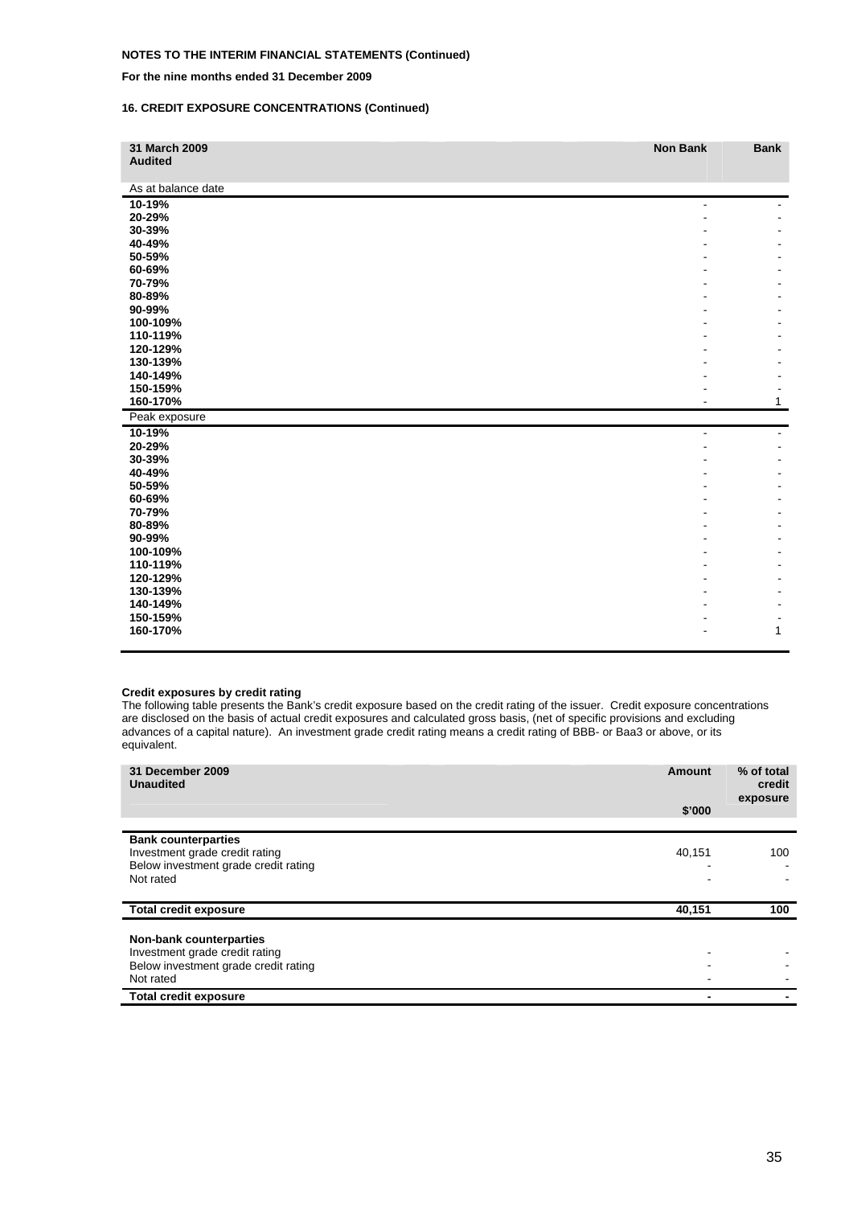**NOTES TO THE INTERIM FINANCIAL STATEMENTS (Continued)**

**For the nine months ended 31 December 2009**

**16. CREDIT EXPOSURE CONCENTRATIONS (Continued)**

| **31 March 2009 Audited** | **Non Bank** | **Bank** |
|---|---|---|
| As at balance date | | |
| **10-19%** | - | - |
| **20-29%** | - | - |
| **30-39%** | - | - |
| **40-49%** | - | - |
| **50-59%** | - | - |
| **60-69%** | - | - |
| **70-79%** | - | - |
| **80-89%** | - | - |
| **90-99%** | - | - |
| **100-109%** | - | - |
| **110-119%** | - | - |
| **120-129%** | - | - |
| **130-139%** | - | - |
| **140-149%** | - | - |
| **150-159%** | - | - |
| **160-170%** | - | 1 |
| Peak exposure | | |
| **10-19%** | - | - |
| **20-29%** | - | - |
| **30-39%** | - | - |
| **40-49%** | - | - |
| **50-59%** | - | - |
| **60-69%** | - | - |
| **70-79%** | - | - |
| **80-89%** | - | - |
| **90-99%** | - | - |
| **100-109%** | - | - |
| **110-119%** | - | - |
| **120-129%** | - | - |
| **130-139%** | - | - |
| **140-149%** | - | - |
| **150-159%** | - | - |
| **160-170%** | - | 1 |

**Credit exposures by credit rating**

The following table presents the Bank's credit exposure based on the credit rating of the issuer. Credit exposure concentrations are disclosed on the basis of actual credit exposures and calculated gross basis, (net of specific provisions and excluding advances of a capital nature). An investment grade credit rating means a credit rating of BBB- or Baa3 or above, or its equivalent.

| **31 December 2009 Unaudited** | **Amount** | **% of total credit exposure** |
|---|---|---|
| | **$'000** | |
| **Bank counterparties** | | |
| Investment grade credit rating | 40,151 | 100 |
| Below investment grade credit rating | - | - |
| Not rated | - | - |
| **Total credit exposure** | **40,151** | **100** |
| **Non-bank counterparties** | | |
| Investment grade credit rating | - | - |
| Below investment grade credit rating | - | - |
| Not rated | - | - |
| **Total credit exposure** | **-** | **-** |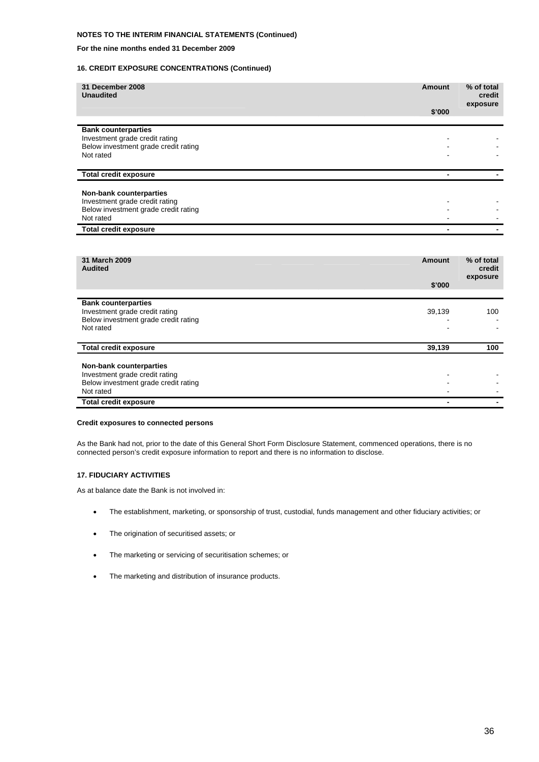**NOTES TO THE INTERIM FINANCIAL STATEMENTS (Continued)**

**For the nine months ended 31 December 2009**

### 16. CREDIT EXPOSURE CONCENTRATIONS (Continued)

| 31 December 2008 Unaudited | Amount $'000 | % of total credit exposure |
|---|---|---|
| **Bank counterparties** | | |
| Investment grade credit rating | - | - |
| Below investment grade credit rating | - | - |
| Not rated | - | - |
| **Total credit exposure** | **-** | **-** |
| **Non-bank counterparties** | | |
| Investment grade credit rating | - | - |
| Below investment grade credit rating | - | - |
| Not rated | - | - |
| **Total credit exposure** | **-** | **-** |

| 31 March 2009 Audited | Amount $'000 | % of total credit exposure |
|---|---|---|
| **Bank counterparties** | | |
| Investment grade credit rating | 39,139 | 100 |
| Below investment grade credit rating | - | - |
| Not rated | - | - |
| **Total credit exposure** | **39,139** | **100** |
| **Non-bank counterparties** | | |
| Investment grade credit rating | - | - |
| Below investment grade credit rating | - | - |
| Not rated | - | - |
| **Total credit exposure** | **-** | **-** |

**Credit exposures to connected persons**

As the Bank had not, prior to the date of this General Short Form Disclosure Statement, commenced operations, there is no connected person's credit exposure information to report and there is no information to disclose.

### 17. FIDUCIARY ACTIVITIES

As at balance date the Bank is not involved in:

- The establishment, marketing, or sponsorship of trust, custodial, funds management and other fiduciary activities; or
- The origination of securitised assets; or
- The marketing or servicing of securitisation schemes; or
- The marketing and distribution of insurance products.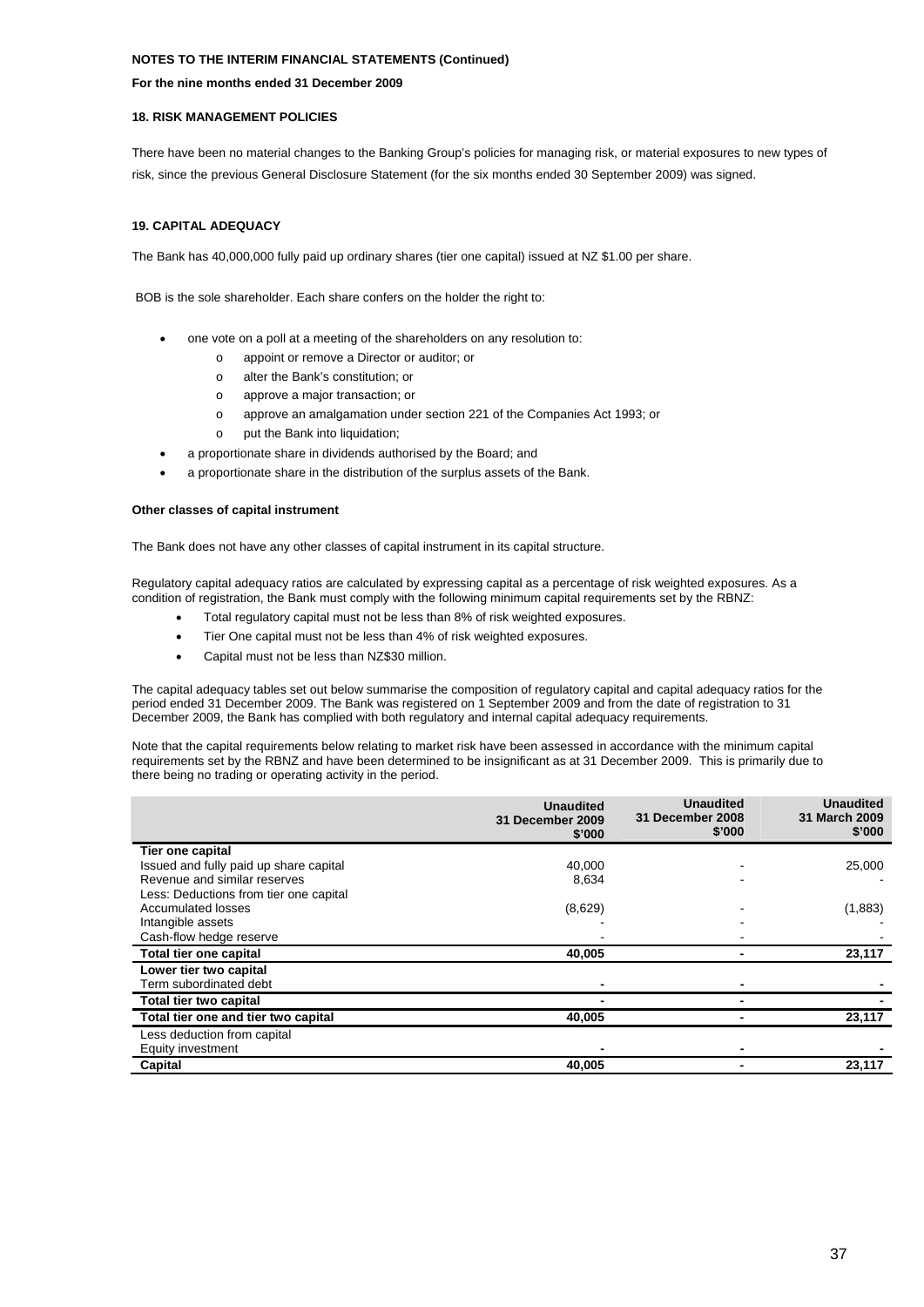**NOTES TO THE INTERIM FINANCIAL STATEMENTS (Continued)**

**For the nine months ended 31 December 2009**

### 18. RISK MANAGEMENT POLICIES

There have been no material changes to the Banking Group's policies for managing risk, or material exposures to new types of risk, since the previous General Disclosure Statement (for the six months ended 30 September 2009) was signed.

### 19. CAPITAL ADEQUACY

The Bank has 40,000,000 fully paid up ordinary shares (tier one capital) issued at NZ $1.00 per share.

BOB is the sole shareholder. Each share confers on the holder the right to:

- one vote on a poll at a meeting of the shareholders on any resolution to:
  - appoint or remove a Director or auditor; or
  - alter the Bank's constitution; or
  - approve a major transaction; or
  - approve an amalgamation under section 221 of the Companies Act 1993; or
  - put the Bank into liquidation;
- a proportionate share in dividends authorised by the Board; and
- a proportionate share in the distribution of the surplus assets of the Bank.

**Other classes of capital instrument**

The Bank does not have any other classes of capital instrument in its capital structure.

Regulatory capital adequacy ratios are calculated by expressing capital as a percentage of risk weighted exposures. As a condition of registration, the Bank must comply with the following minimum capital requirements set by the RBNZ:

- Total regulatory capital must not be less than 8% of risk weighted exposures.
- Tier One capital must not be less than 4% of risk weighted exposures.
- Capital must not be less than NZ$30 million.

The capital adequacy tables set out below summarise the composition of regulatory capital and capital adequacy ratios for the period ended 31 December 2009. The Bank was registered on 1 September 2009 and from the date of registration to 31 December 2009, the Bank has complied with both regulatory and internal capital adequacy requirements.

Note that the capital requirements below relating to market risk have been assessed in accordance with the minimum capital requirements set by the RBNZ and have been determined to be insignificant as at 31 December 2009. This is primarily due to there being no trading or operating activity in the period.

| | Unaudited 31 December 2009 $'000 | Unaudited 31 December 2008 $'000 | Unaudited 31 March 2009 $'000 |
|---|---|---|---|
| **Tier one capital** | | | |
| Issued and fully paid up share capital | 40,000 | - | 25,000 |
| Revenue and similar reserves | 8,634 | - | - |
| Less: Deductions from tier one capital | | | |
| Accumulated losses | (8,629) | - | (1,883) |
| Intangible assets | - | - | - |
| Cash-flow hedge reserve | - | - | - |
| **Total tier one capital** | **40,005** | **-** | **23,117** |
| **Lower tier two capital** | | | |
| Term subordinated debt | **-** | **-** | **-** |
| **Total tier two capital** | **-** | **-** | **-** |
| **Total tier one and tier two capital** | **40,005** | **-** | **23,117** |
| Less deduction from capital | | | |
| Equity investment | **-** | **-** | **-** |
| **Capital** | **40,005** | **-** | **23,117** |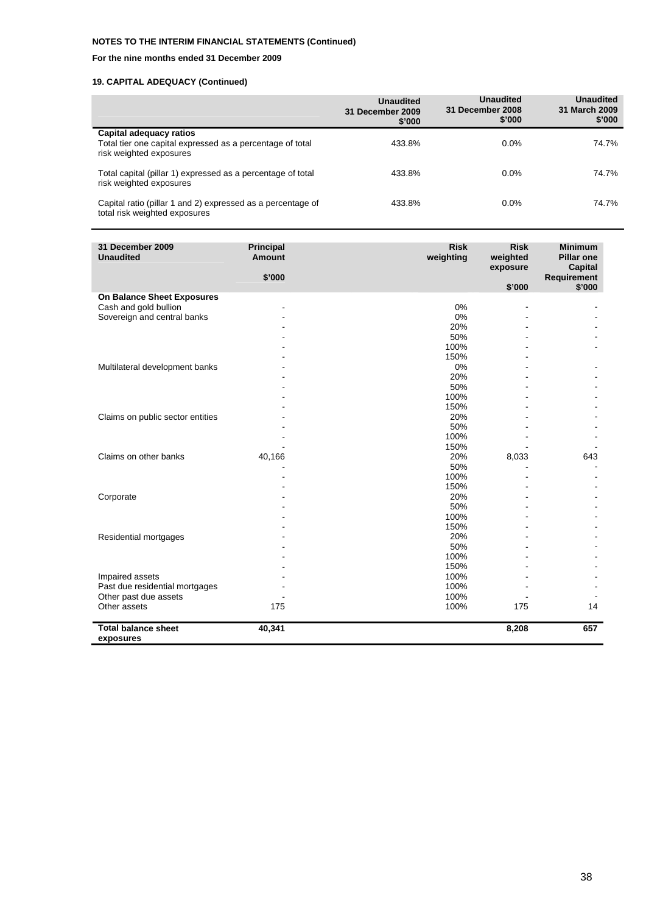**NOTES TO THE INTERIM FINANCIAL STATEMENTS (Continued)**

**For the nine months ended 31 December 2009**

**19. CAPITAL ADEQUACY (Continued)**

| | Unaudited 31 December 2009 $'000 | Unaudited 31 December 2008 $'000 | Unaudited 31 March 2009 $'000 |
|---|---|---|---|
| **Capital adequacy ratios** | | | |
| Total tier one capital expressed as a percentage of total risk weighted exposures | 433.8% | 0.0% | 74.7% |
| Total capital (pillar 1) expressed as a percentage of total risk weighted exposures | 433.8% | 0.0% | 74.7% |
| Capital ratio (pillar 1 and 2) expressed as a percentage of total risk weighted exposures | 433.8% | 0.0% | 74.7% |

| 31 December 2009 Unaudited | Principal Amount $'000 | Risk weighting | Risk weighted exposure $'000 | Minimum Pillar one Capital Requirement $'000 |
|---|---|---|---|---|
| **On Balance Sheet Exposures** | | | | |
| Cash and gold bullion | - | 0% | - | - |
| Sovereign and central banks | - | 0% | - | - |
| | - | 20% | - | - |
| | - | 50% | - | - |
| | - | 100% | - | - |
| | - | 150% | - | |
| Multilateral development banks | - | 0% | - | - |
| | - | 20% | - | - |
| | - | 50% | - | - |
| | - | 100% | - | - |
| | - | 150% | - | - |
| Claims on public sector entities | - | 20% | - | - |
| | - | 50% | - | - |
| | - | 100% | - | - |
| | - | 150% | - | - |
| Claims on other banks | 40,166 | 20% | 8,033 | 643 |
| | - | 50% | - | - |
| | - | 100% | - | - |
| | - | 150% | - | - |
| Corporate | - | 20% | - | - |
| | - | 50% | - | - |
| | - | 100% | - | - |
| | - | 150% | - | - |
| Residential mortgages | - | 20% | - | - |
| | - | 50% | - | - |
| | - | 100% | - | - |
| | - | 150% | - | - |
| Impaired assets | - | 100% | - | - |
| Past due residential mortgages | - | 100% | - | - |
| Other past due assets | - | 100% | - | - |
| Other assets | 175 | 100% | 175 | 14 |
| **Total balance sheet exposures** | **40,341** | | **8,208** | **657** |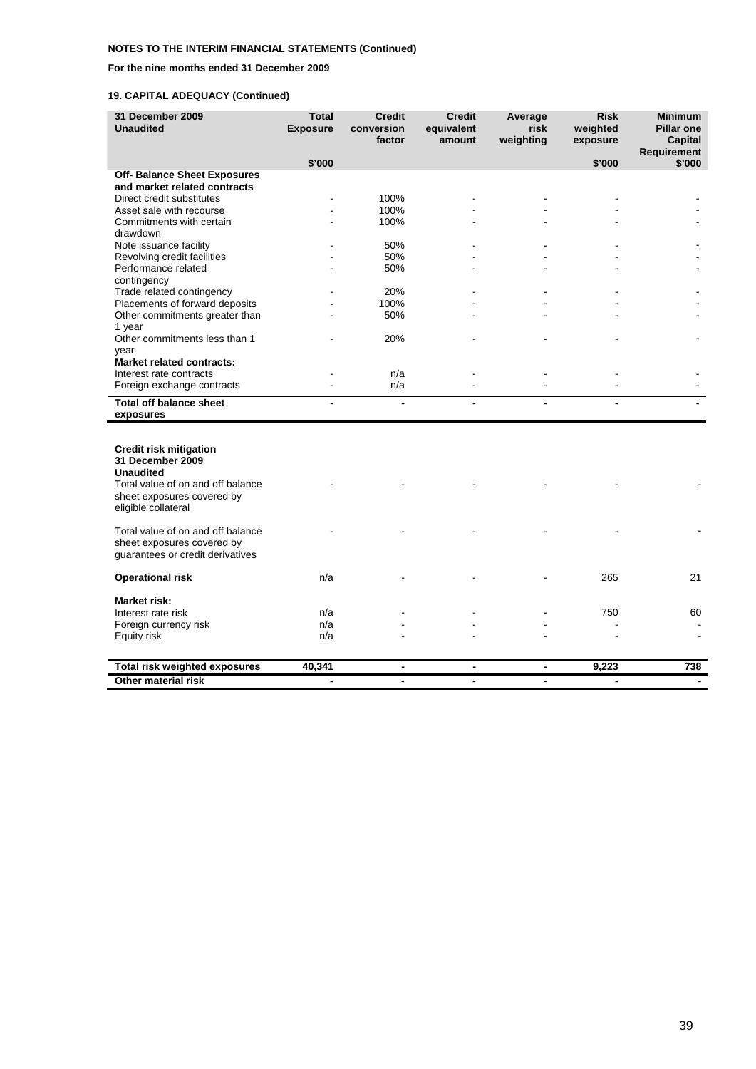**NOTES TO THE INTERIM FINANCIAL STATEMENTS (Continued)**

**For the nine months ended 31 December 2009**

**19. CAPITAL ADEQUACY (Continued)**

| 31 December 2009 Unaudited | Total Exposure $'000 | Credit conversion factor | Credit equivalent amount | Average risk weighting | Risk weighted exposure $'000 | Minimum Pillar one Capital Requirement $'000 |
|---|---|---|---|---|---|---|
| **Off- Balance Sheet Exposures and market related contracts** | | | | | | |
| Direct credit substitutes | - | 100% | - | - | - | - |
| Asset sale with recourse | - | 100% | - | - | - | - |
| Commitments with certain drawdown | - | 100% | - | - | - | - |
| Note issuance facility | - | 50% | - | - | - | - |
| Revolving credit facilities | - | 50% | - | - | - | - |
| Performance related contingency | - | 50% | - | - | - | - |
| Trade related contingency | - | 20% | - | - | - | - |
| Placements of forward deposits | - | 100% | - | - | - | - |
| Other commitments greater than 1 year | - | 50% | - | - | - | - |
| Other commitments less than 1 year | - | 20% | - | - | - | - |
| **Market related contracts:** | | | | | | |
| Interest rate contracts | - | n/a | - | - | - | - |
| Foreign exchange contracts | - | n/a | - | - | - | - |
| **Total off balance sheet exposures** | **-** | **-** | **-** | **-** | **-** | **-** |
| | | | | | | |
| **Credit risk mitigation 31 December 2009 Unaudited** | | | | | | |
| Total value of on and off balance sheet exposures covered by eligible collateral | - | - | - | - | - | - |
| Total value of on and off balance sheet exposures covered by guarantees or credit derivatives | - | - | - | - | - | - |
| **Operational risk** | n/a | - | - | - | 265 | 21 |
| **Market risk:** | | | | | | |
| Interest rate risk | n/a | - | - | - | 750 | 60 |
| Foreign currency risk | n/a | - | - | - | - | - |
| Equity risk | n/a | - | - | - | - | - |
| **Total risk weighted exposures** | **40,341** | **-** | **-** | **-** | **9,223** | **738** |
| **Other material risk** | **-** | **-** | **-** | **-** | **-** | **-** |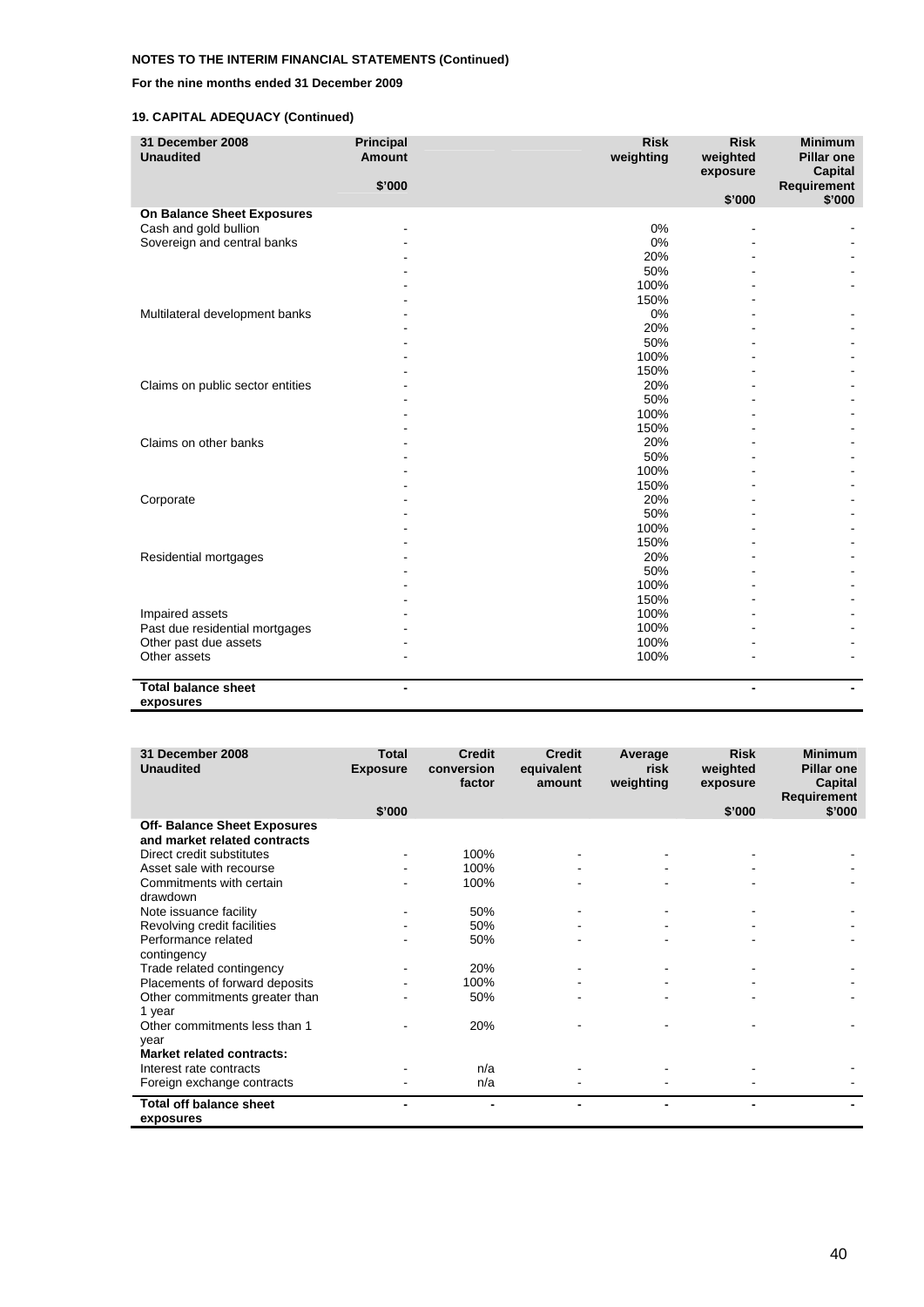**NOTES TO THE INTERIM FINANCIAL STATEMENTS (Continued)**

**For the nine months ended 31 December 2009**

**19. CAPITAL ADEQUACY (Continued)**

| 31 December 2008 Unaudited | Principal Amount $'000 | Risk weighting | Risk weighted exposure $'000 | Minimum Pillar one Capital Requirement $'000 |
|---|---|---|---|---|
| **On Balance Sheet Exposures** | | | | |
| Cash and gold bullion | - | 0% | - | - |
| Sovereign and central banks | - | 0% | - | - |
| | - | 20% | - | - |
| | - | 50% | - | - |
| | - | 100% | - | - |
| | - | 150% | - | |
| Multilateral development banks | - | 0% | - | - |
| | - | 20% | - | - |
| | - | 50% | - | - |
| | - | 100% | - | - |
| | - | 150% | - | - |
| Claims on public sector entities | - | 20% | - | - |
| | - | 50% | - | - |
| | - | 100% | - | - |
| | - | 150% | - | - |
| Claims on other banks | - | 20% | - | - |
| | - | 50% | - | - |
| | - | 100% | - | - |
| | - | 150% | - | - |
| Corporate | - | 20% | - | - |
| | - | 50% | - | - |
| | - | 100% | - | - |
| | - | 150% | - | - |
| Residential mortgages | - | 20% | - | - |
| | - | 50% | - | - |
| | - | 100% | - | - |
| | - | 150% | - | - |
| Impaired assets | - | 100% | - | - |
| Past due residential mortgages | - | 100% | - | - |
| Other past due assets | - | 100% | - | - |
| Other assets | - | 100% | - | - |
| **Total balance sheet exposures** | **-** | | **-** | **-** |

| 31 December 2008 Unaudited | Total Exposure $'000 | Credit conversion factor | Credit equivalent amount | Average risk weighting | Risk weighted exposure $'000 | Minimum Pillar one Capital Requirement $'000 |
|---|---|---|---|---|---|---|
| **Off- Balance Sheet Exposures and market related contracts** | | | | | | |
| Direct credit substitutes | - | 100% | - | - | - | - |
| Asset sale with recourse | - | 100% | - | - | - | - |
| Commitments with certain drawdown | - | 100% | - | - | - | - |
| Note issuance facility | - | 50% | - | - | - | - |
| Revolving credit facilities | - | 50% | - | - | - | - |
| Performance related contingency | - | 50% | - | - | - | - |
| Trade related contingency | - | 20% | - | - | - | - |
| Placements of forward deposits | - | 100% | - | - | - | - |
| Other commitments greater than 1 year | - | 50% | - | - | - | - |
| Other commitments less than 1 year | - | 20% | - | - | - | - |
| **Market related contracts:** | | | | | | |
| Interest rate contracts | - | n/a | - | - | - | - |
| Foreign exchange contracts | - | n/a | - | - | - | - |
| **Total off balance sheet exposures** | **-** | **-** | **-** | **-** | **-** | **-** |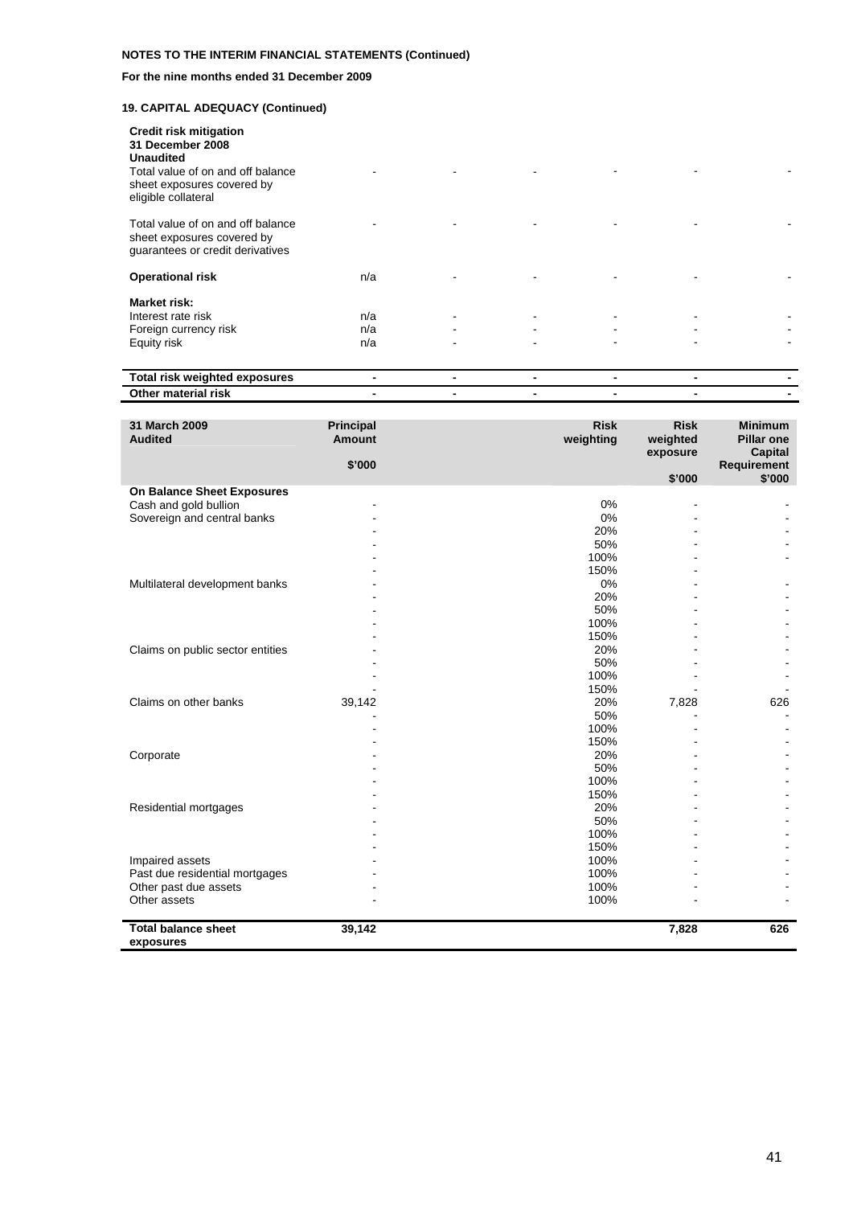**NOTES TO THE INTERIM FINANCIAL STATEMENTS (Continued)**

**For the nine months ended 31 December 2009**

**19. CAPITAL ADEQUACY (Continued)**

| **Credit risk mitigation 31 December 2008 Unaudited** | | | | | | |
|---|---|---|---|---|---|---|
| Total value of on and off balance sheet exposures covered by eligible collateral | - | - | - | - | - | - |
| Total value of on and off balance sheet exposures covered by guarantees or credit derivatives | - | - | - | - | - | - |
| **Operational risk** | n/a | - | - | - | - | - |
| **Market risk:** | | | | | | |
| Interest rate risk | n/a | - | - | - | - | - |
| Foreign currency risk | n/a | - | - | - | - | - |
| Equity risk | n/a | - | - | - | - | - |
| **Total risk weighted exposures** | - | - | - | - | - | - |
| **Other material risk** | - | - | - | - | - | - |

| **31 March 2009 Audited** | **Principal Amount \$'000** | **Risk weighting** | **Risk weighted exposure \$'000** | **Minimum Pillar one Capital Requirement \$'000** |
|---|---|---|---|---|
| **On Balance Sheet Exposures** | | | | |
| Cash and gold bullion | - | 0% | - | - |
| Sovereign and central banks | - | 0% | - | - |
| | - | 20% | - | - |
| | - | 50% | - | - |
| | - | 100% | - | - |
| | - | 150% | - | |
| Multilateral development banks | - | 0% | - | - |
| | - | 20% | - | - |
| | - | 50% | - | - |
| | - | 100% | - | - |
| | - | 150% | - | - |
| Claims on public sector entities | - | 20% | - | - |
| | - | 50% | - | - |
| | - | 100% | - | - |
| | - | 150% | - | - |
| Claims on other banks | 39,142 | 20% | 7,828 | 626 |
| | - | 50% | - | - |
| | - | 100% | - | - |
| | - | 150% | - | - |
| Corporate | - | 20% | - | - |
| | - | 50% | - | - |
| | - | 100% | - | - |
| | - | 150% | - | - |
| Residential mortgages | - | 20% | - | - |
| | - | 50% | - | - |
| | - | 100% | - | - |
| | - | 150% | - | - |
| Impaired assets | - | 100% | - | - |
| Past due residential mortgages | - | 100% | - | - |
| Other past due assets | - | 100% | - | - |
| Other assets | - | 100% | - | - |
| **Total balance sheet exposures** | **39,142** | | **7,828** | **626** |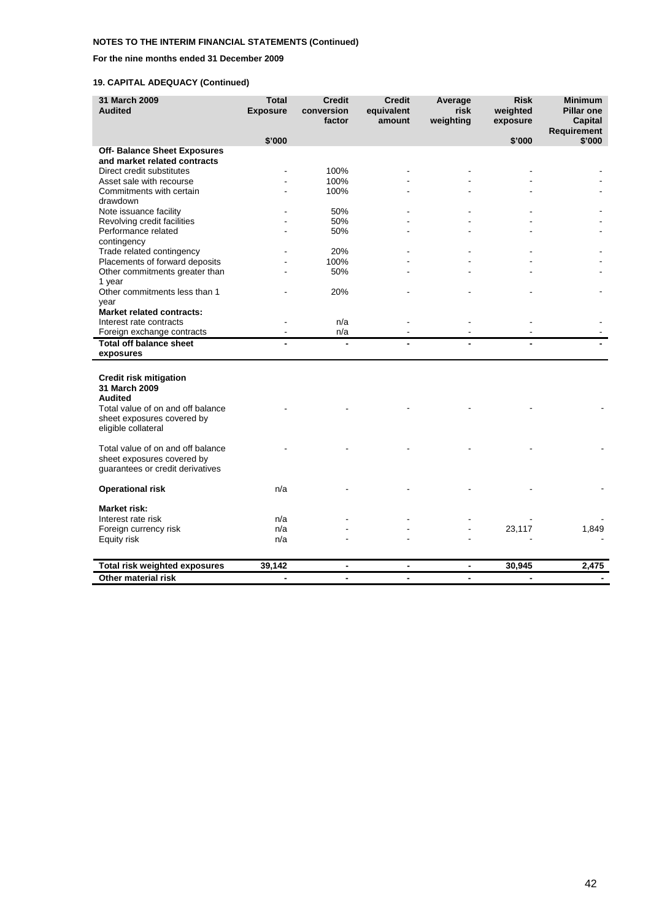**NOTES TO THE INTERIM FINANCIAL STATEMENTS (Continued)**

**For the nine months ended 31 December 2009**

**19. CAPITAL ADEQUACY (Continued)**

| 31 March 2009 Audited | Total Exposure $'000 | Credit conversion factor | Credit equivalent amount | Average risk weighting | Risk weighted exposure $'000 | Minimum Pillar one Capital Requirement $'000 |
|---|---|---|---|---|---|---|
| **Off- Balance Sheet Exposures and market related contracts** | | | | | | |
| Direct credit substitutes | - | 100% | - | - | - | - |
| Asset sale with recourse | - | 100% | - | - | - | - |
| Commitments with certain drawdown | - | 100% | - | - | - | - |
| Note issuance facility | - | 50% | - | - | - | - |
| Revolving credit facilities | - | 50% | - | - | - | - |
| Performance related contingency | - | 50% | - | - | - | - |
| Trade related contingency | - | 20% | - | - | - | - |
| Placements of forward deposits | - | 100% | - | - | - | - |
| Other commitments greater than 1 year | - | 50% | - | - | - | - |
| Other commitments less than 1 year | - | 20% | - | - | - | - |
| **Market related contracts:** | | | | | | |
| Interest rate contracts | - | n/a | - | - | - | - |
| Foreign exchange contracts | - | n/a | - | - | - | - |
| **Total off balance sheet exposures** | **-** | **-** | **-** | **-** | **-** | **-** |
| | | | | | | |
| **Credit risk mitigation 31 March 2009 Audited** | | | | | | |
| Total value of on and off balance sheet exposures covered by eligible collateral | - | - | - | - | - | - |
| Total value of on and off balance sheet exposures covered by guarantees or credit derivatives | - | - | - | - | - | - |
| **Operational risk** | n/a | - | - | - | - | - |
| **Market risk:** | | | | | | |
| Interest rate risk | n/a | - | - | - | - | - |
| Foreign currency risk | n/a | - | - | - | 23,117 | 1,849 |
| Equity risk | n/a | - | - | - | - | - |
| **Total risk weighted exposures** | **39,142** | **-** | **-** | **-** | **30,945** | **2,475** |
| **Other material risk** | **-** | **-** | **-** | **-** | **-** | **-** |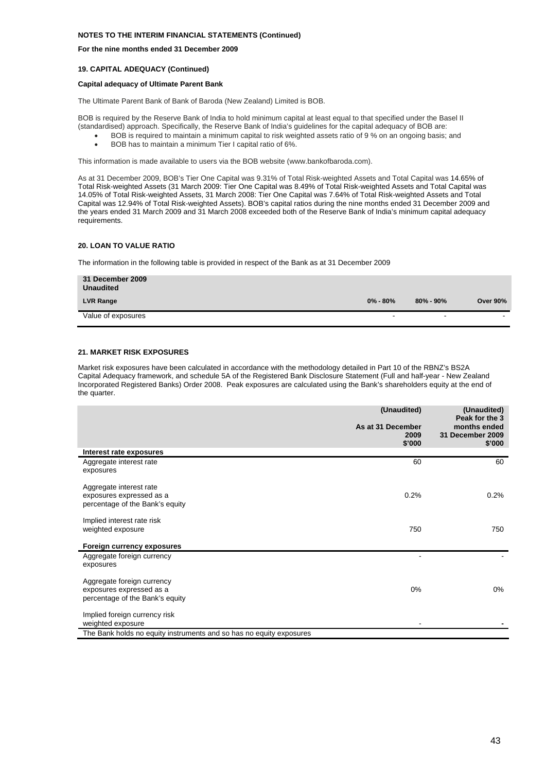**NOTES TO THE INTERIM FINANCIAL STATEMENTS (Continued)**

**For the nine months ended 31 December 2009**

### 19. CAPITAL ADEQUACY (Continued)

**Capital adequacy of Ultimate Parent Bank**

The Ultimate Parent Bank of Bank of Baroda (New Zealand) Limited is BOB.

BOB is required by the Reserve Bank of India to hold minimum capital at least equal to that specified under the Basel II (standardised) approach. Specifically, the Reserve Bank of India's guidelines for the capital adequacy of BOB are:

- BOB is required to maintain a minimum capital to risk weighted assets ratio of 9 % on an ongoing basis; and
- BOB has to maintain a minimum Tier I capital ratio of 6%.

This information is made available to users via the BOB website (www.bankofbaroda.com).

As at 31 December 2009, BOB's Tier One Capital was 9.31% of Total Risk-weighted Assets and Total Capital was 14.65% of Total Risk-weighted Assets (31 March 2009: Tier One Capital was 8.49% of Total Risk-weighted Assets and Total Capital was 14.05% of Total Risk-weighted Assets, 31 March 2008: Tier One Capital was 7.64% of Total Risk-weighted Assets and Total Capital was 12.94% of Total Risk-weighted Assets). BOB's capital ratios during the nine months ended 31 December 2009 and the years ended 31 March 2009 and 31 March 2008 exceeded both of the Reserve Bank of India's minimum capital adequacy requirements.

### 20. LOAN TO VALUE RATIO

The information in the following table is provided in respect of the Bank as at 31 December 2009

| 31 December 2009 Unaudited | | | |
|---|---|---|---|
| **LVR Range** | **0% - 80%** | **80% - 90%** | **Over 90%** |
| Value of exposures | - | - | - |

### 21. MARKET RISK EXPOSURES

Market risk exposures have been calculated in accordance with the methodology detailed in Part 10 of the RBNZ's BS2A Capital Adequacy framework, and schedule 5A of the Registered Bank Disclosure Statement (Full and half-year - New Zealand Incorporated Registered Banks) Order 2008. Peak exposures are calculated using the Bank's shareholders equity at the end of the quarter.

| | (Unaudited) As at 31 December 2009 $'000 | (Unaudited) Peak for the 3 months ended 31 December 2009 $'000 |
|---|---|---|
| **Interest rate exposures** | | |
| Aggregate interest rate exposures | 60 | 60 |
| Aggregate interest rate exposures expressed as a percentage of the Bank's equity | 0.2% | 0.2% |
| Implied interest rate risk weighted exposure | 750 | 750 |
| **Foreign currency exposures** | | |
| Aggregate foreign currency exposures | - | - |
| Aggregate foreign currency exposures expressed as a percentage of the Bank's equity | 0% | 0% |
| Implied foreign currency risk weighted exposure | - | - |
| The Bank holds no equity instruments and so has no equity exposures | | |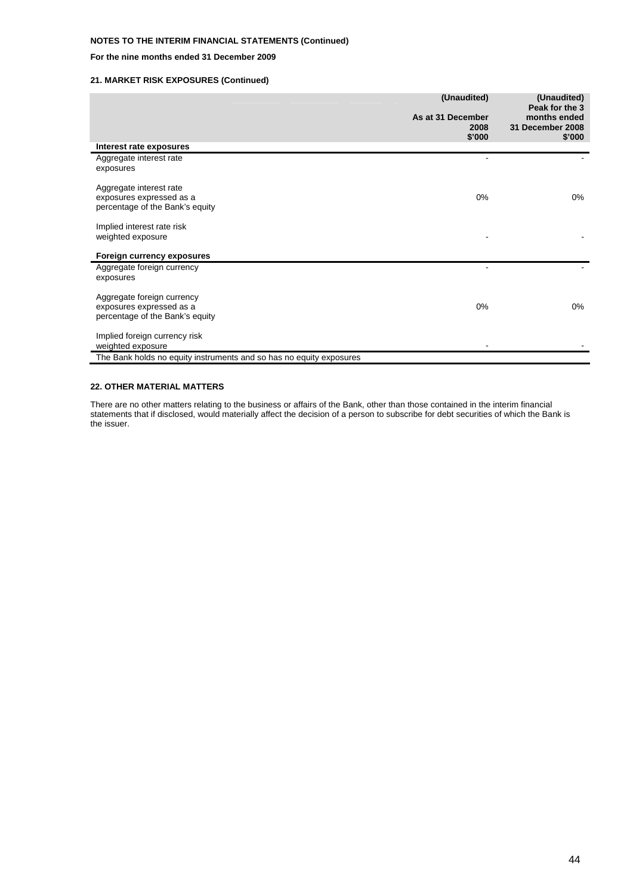**NOTES TO THE INTERIM FINANCIAL STATEMENTS (Continued)**

**For the nine months ended 31 December 2009**

### 21. MARKET RISK EXPOSURES (Continued)

| | (Unaudited) As at 31 December 2008 $'000 | (Unaudited) Peak for the 3 months ended 31 December 2008 $'000 |
|---|---|---|
| **Interest rate exposures** | | |
| Aggregate interest rate exposures | - | - |
| Aggregate interest rate exposures expressed as a percentage of the Bank's equity | 0% | 0% |
| Implied interest rate risk weighted exposure | - | - |
| **Foreign currency exposures** | | |
| Aggregate foreign currency exposures | - | - |
| Aggregate foreign currency exposures expressed as a percentage of the Bank's equity | 0% | 0% |
| Implied foreign currency risk weighted exposure | - | - |
| The Bank holds no equity instruments and so has no equity exposures | | |

### 22. OTHER MATERIAL MATTERS

There are no other matters relating to the business or affairs of the Bank, other than those contained in the interim financial statements that if disclosed, would materially affect the decision of a person to subscribe for debt securities of which the Bank is the issuer.